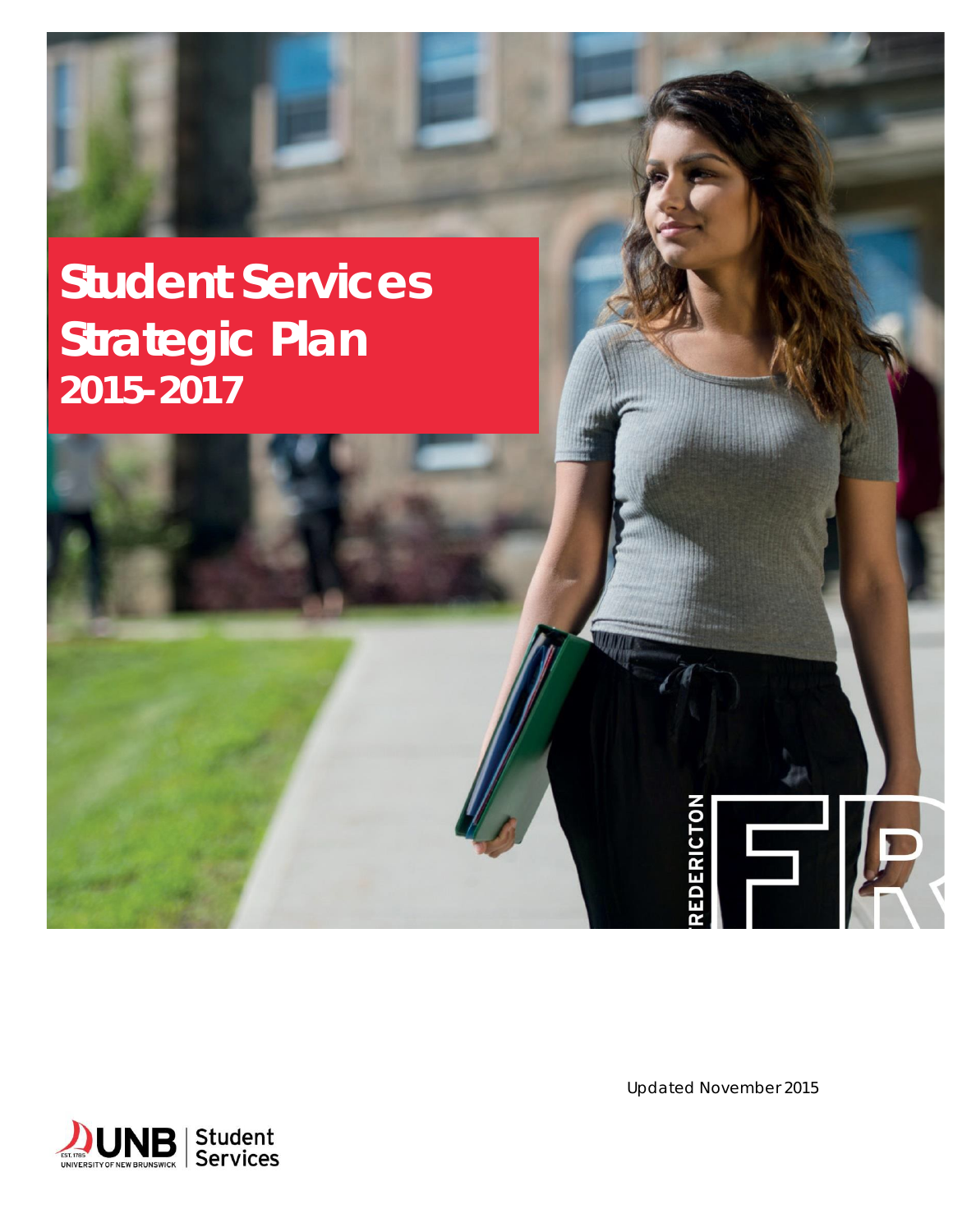# Student Services Strategic Plan 2015-2017

Updated November 2015

UNB | Student Services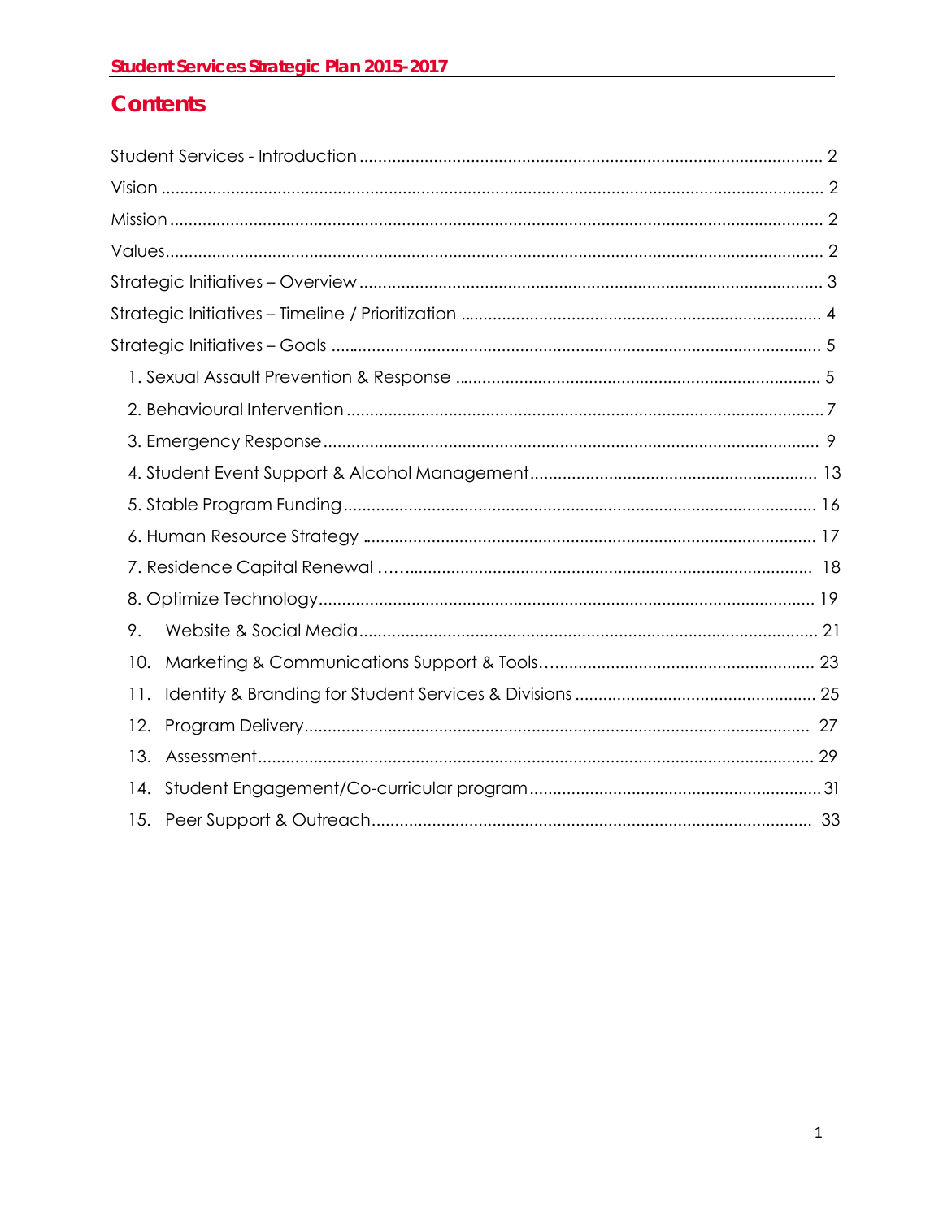# Contents

Student Services - Introduction .................................................................................................. 2
Vision ........................................................................................................................................ 2
Mission ...................................................................................................................................... 2
Values ........................................................................................................................................ 2
Strategic Initiatives – Overview .................................................................................................. 3
Strategic Initiatives – Timeline / Prioritization ............................................................................ 4
Strategic Initiatives – Goals ........................................................................................................ 5

- 1. Sexual Assault Prevention & Response ............................................................................. 5
- 2. Behavioural Intervention ................................................................................................... 7
- 3. Emergency Response ........................................................................................................ 9
- 4. Student Event Support & Alcohol Management ............................................................... 13
- 5. Stable Program Funding ................................................................................................... 16
- 6. Human Resource Strategy ................................................................................................ 17
- 7. Residence Capital Renewal ............................................................................................... 18
- 8. Optimize Technology ......................................................................................................... 19
- 9. Website & Social Media ..................................................................................................... 21
- 10. Marketing & Communications Support & Tools ................................................................ 23
- 11. Identity & Branding for Student Services & Divisions ........................................................ 25
- 12. Program Delivery ............................................................................................................. 27
- 13. Assessment ...................................................................................................................... 29
- 14. Student Engagement/Co-curricular program .................................................................... 31
- 15. Peer Support & Outreach .................................................................................................. 33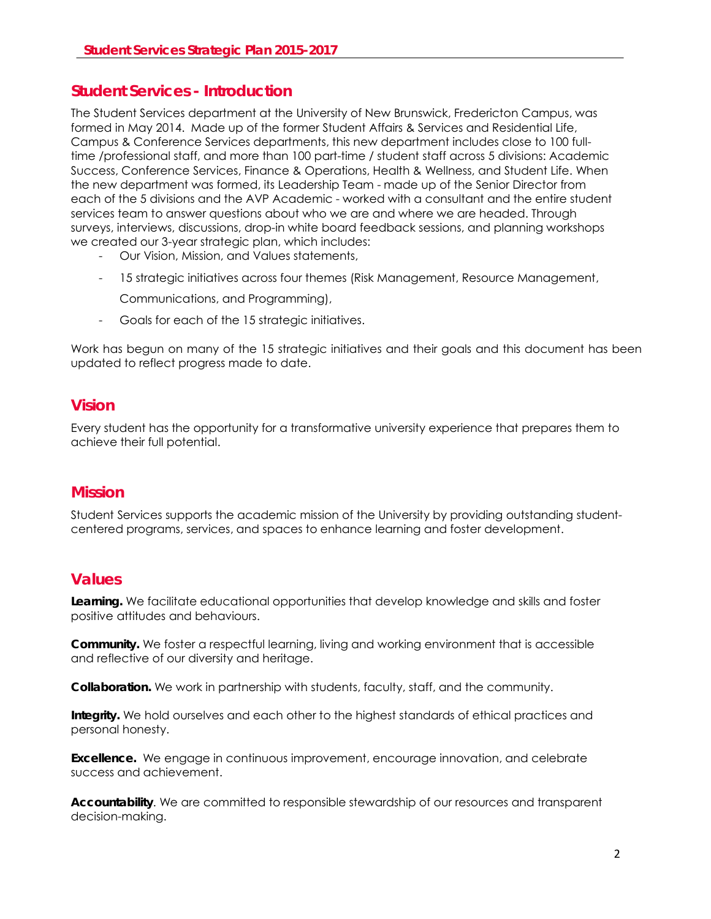## Student Services - Introduction

The Student Services department at the University of New Brunswick, Fredericton Campus, was formed in May 2014. Made up of the former Student Affairs & Services and Residential Life, Campus & Conference Services departments, this new department includes close to 100 full-time /professional staff, and more than 100 part-time / student staff across 5 divisions: Academic Success, Conference Services, Finance & Operations, Health & Wellness, and Student Life. When the new department was formed, its Leadership Team - made up of the Senior Director from each of the 5 divisions and the AVP Academic - worked with a consultant and the entire student services team to answer questions about who we are and where we are headed. Through surveys, interviews, discussions, drop-in white board feedback sessions, and planning workshops we created our 3-year strategic plan, which includes:

- Our Vision, Mission, and Values statements,
- 15 strategic initiatives across four themes (Risk Management, Resource Management, Communications, and Programming),
- Goals for each of the 15 strategic initiatives.

Work has begun on many of the 15 strategic initiatives and their goals and this document has been updated to reflect progress made to date.

## Vision

Every student has the opportunity for a transformative university experience that prepares them to achieve their full potential.

## Mission

Student Services supports the academic mission of the University by providing outstanding student-centered programs, services, and spaces to enhance learning and foster development.

## Values

**Learning.** We facilitate educational opportunities that develop knowledge and skills and foster positive attitudes and behaviours.

**Community.** We foster a respectful learning, living and working environment that is accessible and reflective of our diversity and heritage.

**Collaboration.** We work in partnership with students, faculty, staff, and the community.

**Integrity.** We hold ourselves and each other to the highest standards of ethical practices and personal honesty.

**Excellence.** We engage in continuous improvement, encourage innovation, and celebrate success and achievement.

**Accountability**. We are committed to responsible stewardship of our resources and transparent decision-making.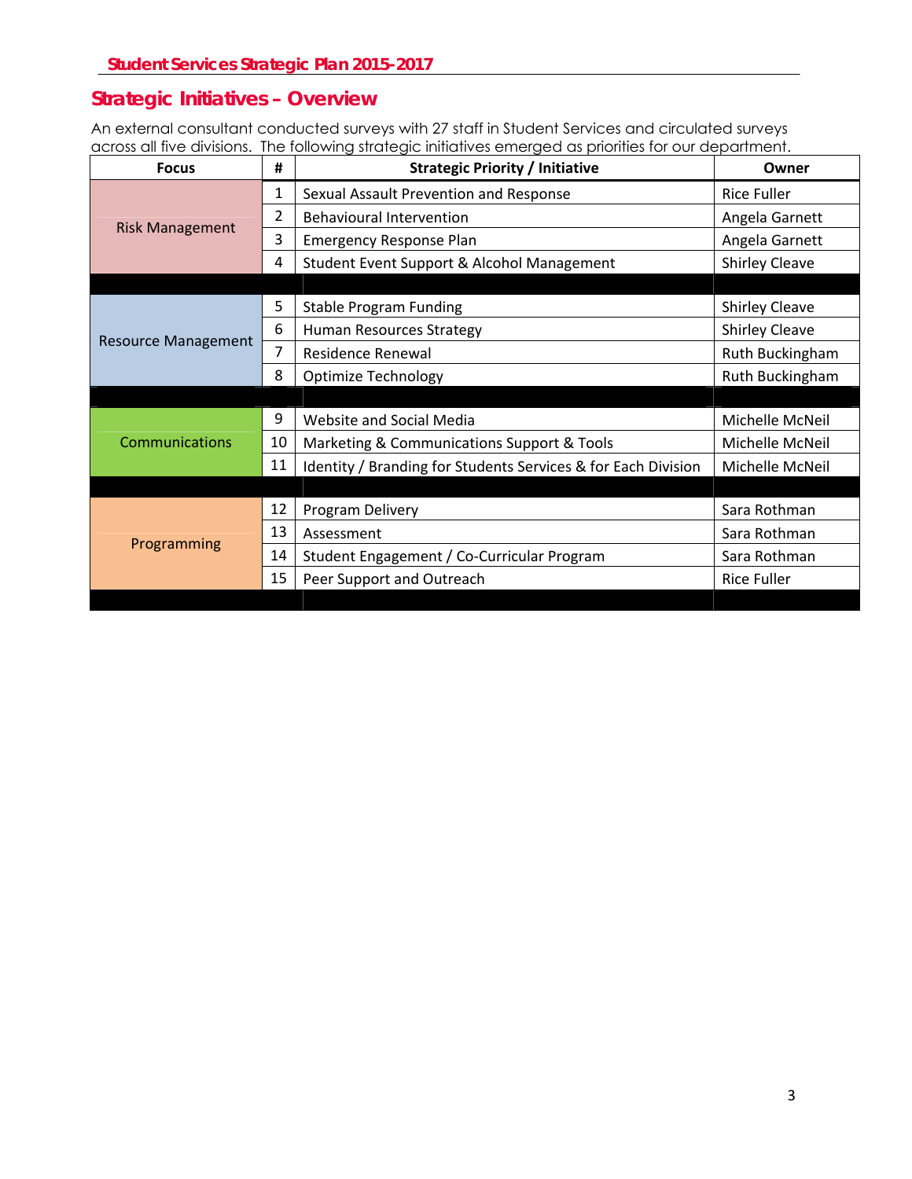## Strategic Initiatives – Overview

An external consultant conducted surveys with 27 staff in Student Services and circulated surveys across all five divisions. The following strategic initiatives emerged as priorities for our department.

| Focus | # | Strategic Priority / Initiative | Owner |
|---|---|---|---|
| Risk Management | 1 | Sexual Assault Prevention and Response | Rice Fuller |
| | 2 | Behavioural Intervention | Angela Garnett |
| | 3 | Emergency Response Plan | Angela Garnett |
| | 4 | Student Event Support & Alcohol Management | Shirley Cleave |
| Resource Management | 5 | Stable Program Funding | Shirley Cleave |
| | 6 | Human Resources Strategy | Shirley Cleave |
| | 7 | Residence Renewal | Ruth Buckingham |
| | 8 | Optimize Technology | Ruth Buckingham |
| Communications | 9 | Website and Social Media | Michelle McNeil |
| | 10 | Marketing & Communications Support & Tools | Michelle McNeil |
| | 11 | Identity / Branding for Students Services & for Each Division | Michelle McNeil |
| Programming | 12 | Program Delivery | Sara Rothman |
| | 13 | Assessment | Sara Rothman |
| | 14 | Student Engagement / Co-Curricular Program | Sara Rothman |
| | 15 | Peer Support and Outreach | Rice Fuller |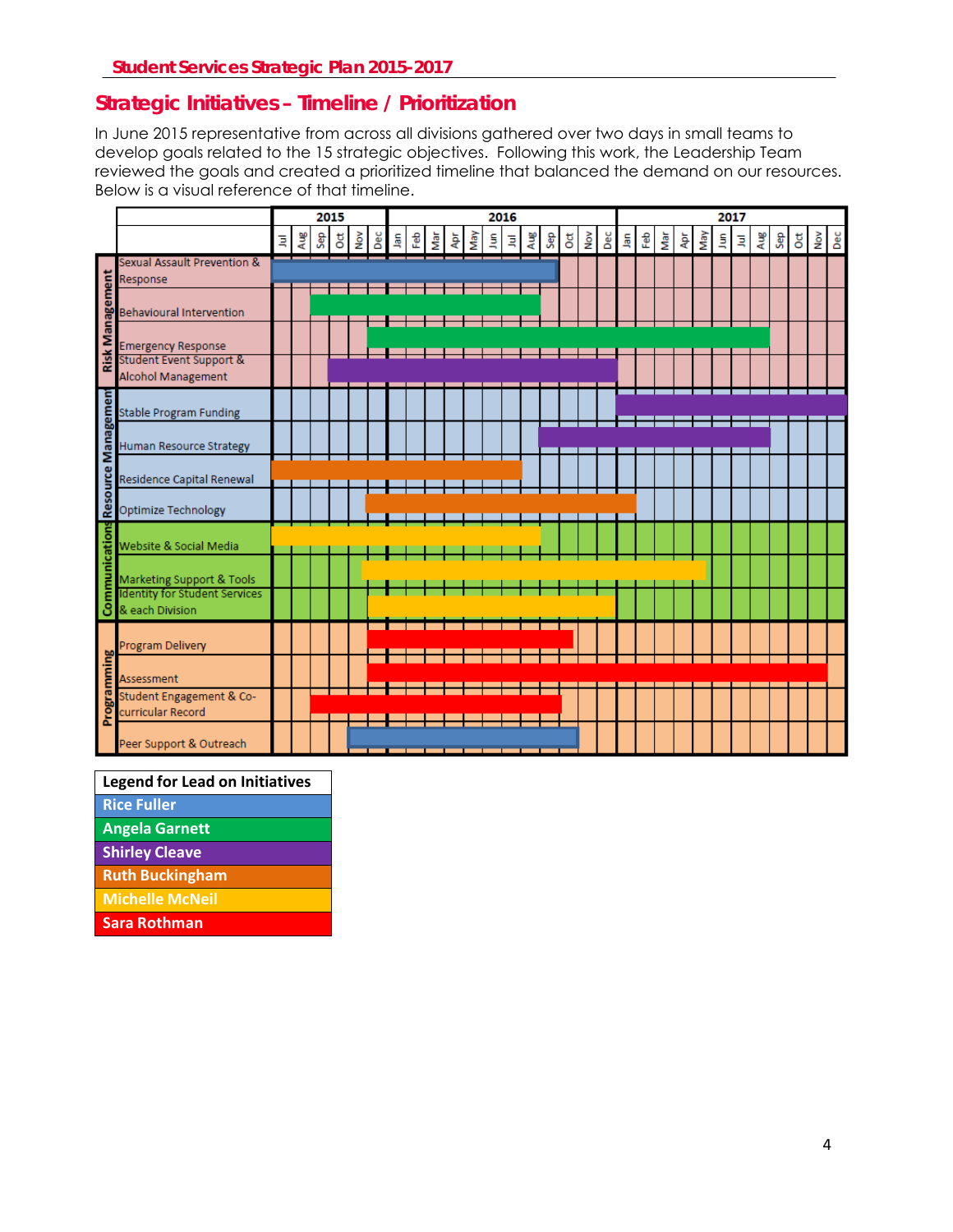## Strategic Initiatives – Timeline / Prioritization

In June 2015 representative from across all divisions gathered over two days in small teams to develop goals related to the 15 strategic objectives. Following this work, the Leadership Team reviewed the goals and created a prioritized timeline that balanced the demand on our resources. Below is a visual reference of that timeline.

| Area | Initiative | Lead | Start | End |
|---|---|---|---|---|
| Risk Management | Sexual Assault Prevention & Response | Rice Fuller | Jul 2015 | Sep 2016 |
| Risk Management | Behavioural Intervention | Angela Garnett | Sep 2015 | Aug 2016 |
| Risk Management | Emergency Response | Angela Garnett | Dec 2015 | Aug 2017 |
| Risk Management | Student Event Support & Alcohol Management | Shirley Cleave | Oct 2015 | Dec 2016 |
| Resource Management | Stable Program Funding | Shirley Cleave | Jan 2017 | Dec 2017 |
| Resource Management | Human Resource Strategy | Shirley Cleave | Sep 2016 | Aug 2017 |
| Resource Management | Residence Capital Renewal | Ruth Buckingham | Jul 2015 | Jul 2016 |
| Resource Management | Optimize Technology | Ruth Buckingham | Dec 2015 | Jan 2017 |
| Communications | Website & Social Media | Michelle McNeil | Jul 2015 | Aug 2016 |
| Communications | Marketing Support & Tools | Michelle McNeil | Nov 2015 | May 2017 |
| Communications | Identity for Student Services & each Division | Michelle McNeil | Dec 2015 | Dec 2016 |
| Programming | Program Delivery | Sara Rothman | Dec 2015 | Oct 2016 |
| Programming | Assessment | Sara Rothman | Dec 2015 | Nov 2017 |
| Programming | Student Engagement & Co-curricular Record | Sara Rothman | Sep 2015 | Sep 2016 |
| Programming | Peer Support & Outreach | Rice Fuller | Nov 2015 | Oct 2016 |

| Legend for Lead on Initiatives |
|---|
| Rice Fuller |
| Angela Garnett |
| Shirley Cleave |
| Ruth Buckingham |
| Michelle McNeil |
| Sara Rothman |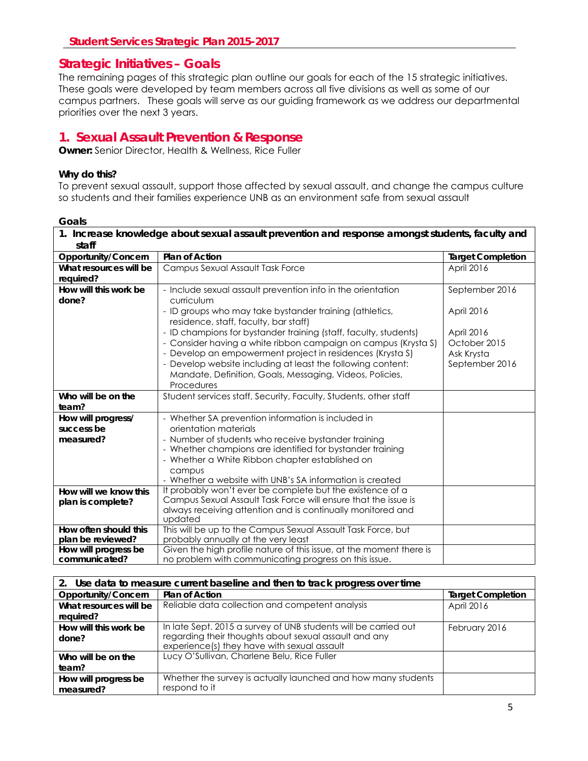## Strategic Initiatives – Goals

The remaining pages of this strategic plan outline our goals for each of the 15 strategic initiatives. These goals were developed by team members across all five divisions as well as some of our campus partners. These goals will serve as our guiding framework as we address our departmental priorities over the next 3 years.

## 1. Sexual Assault Prevention & Response

**Owner:** Senior Director, Health & Wellness, Rice Fuller

**Why do this?**

To prevent sexual assault, support those affected by sexual assault, and change the campus culture so students and their families experience UNB as an environment safe from sexual assault

**Goals**

| 1. Increase knowledge about sexual assault prevention and response amongst students, faculty and staff | | |
|---|---|---|
| **Opportunity/Concern** | **Plan of Action** | **Target Completion** |
| **What resources will be required?** | Campus Sexual Assault Task Force | April 2016 |
| **How will this work be done?** | - Include sexual assault prevention info in the orientation curriculum<br>- ID groups who may take bystander training (athletics, residence, staff, faculty, bar staff)<br>- ID champions for bystander training (staff, faculty, students)<br>- Consider having a white ribbon campaign on campus (Krysta S)<br>- Develop an empowerment project in residences (Krysta S)<br>- Develop website including at least the following content: Mandate, Definition, Goals, Messaging, Videos, Policies, Procedures | September 2016<br>April 2016<br>April 2016<br>October 2015<br>Ask Krysta<br>September 2016 |
| **Who will be on the team?** | Student services staff, Security, Faculty, Students, other staff | |
| **How will progress/ success be measured?** | - Whether SA prevention information is included in orientation materials<br>- Number of students who receive bystander training<br>- Whether champions are identified for bystander training<br>- Whether a White Ribbon chapter established on campus<br>- Whether a website with UNB's SA information is created | |
| **How will we know this plan is complete?** | It probably won't ever be complete but the existence of a Campus Sexual Assault Task Force will ensure that the issue is always receiving attention and is continually monitored and updated | |
| **How often should this plan be reviewed?** | This will be up to the Campus Sexual Assault Task Force, but probably annually at the very least | |
| **How will progress be communicated?** | Given the high profile nature of this issue, at the moment there is no problem with communicating progress on this issue. | |

| 2. Use data to measure current baseline and then to track progress over time | | |
|---|---|---|
| **Opportunity/Concern** | **Plan of Action** | **Target Completion** |
| **What resources will be required?** | Reliable data collection and competent analysis | April 2016 |
| **How will this work be done?** | In late Sept. 2015 a survey of UNB students will be carried out regarding their thoughts about sexual assault and any experience(s) they have with sexual assault | February 2016 |
| **Who will be on the team?** | Lucy O'Sullivan, Charlene Belu, Rice Fuller | |
| **How will progress be measured?** | Whether the survey is actually launched and how many students respond to it | |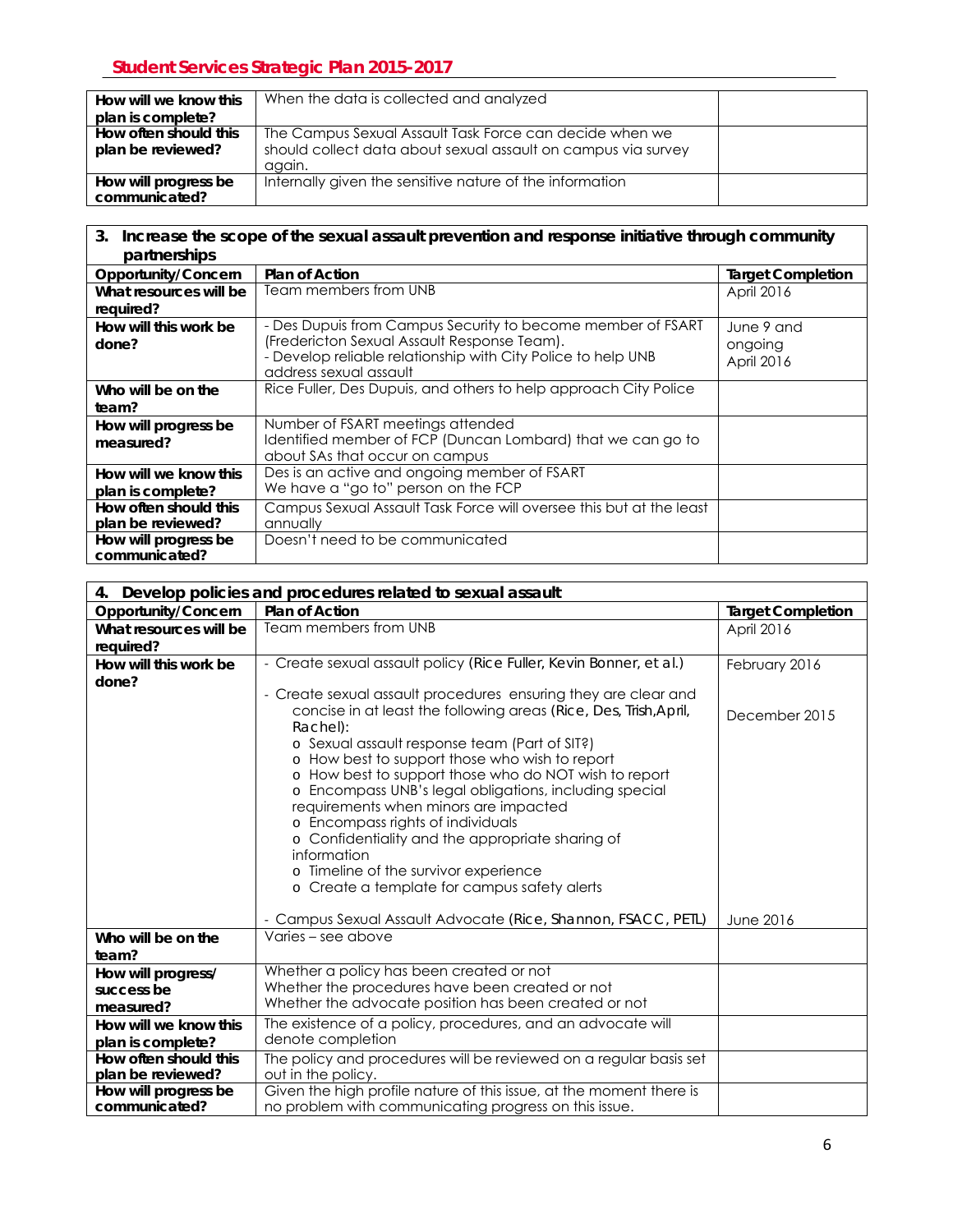| How will we know this plan is complete? | When the data is collected and analyzed | |
|---|---|---|
| How often should this plan be reviewed? | The Campus Sexual Assault Task Force can decide when we should collect data about sexual assault on campus via survey again. | |
| How will progress be communicated? | Internally given the sensitive nature of the information | |

| 3. Increase the scope of the sexual assault prevention and response initiative through community partnerships | | |
|---|---|---|
| **Opportunity/Concern** | **Plan of Action** | **Target Completion** |
| **What resources will be required?** | Team members from UNB | April 2016 |
| **How will this work be done?** | - Des Dupuis from Campus Security to become member of FSART (Fredericton Sexual Assault Response Team).<br>- Develop reliable relationship with City Police to help UNB address sexual assault | June 9 and ongoing<br>April 2016 |
| **Who will be on the team?** | Rice Fuller, Des Dupuis, and others to help approach City Police | |
| **How will progress be measured?** | Number of FSART meetings attended<br>Identified member of FCP (Duncan Lombard) that we can go to about SAs that occur on campus | |
| **How will we know this plan is complete?** | Des is an active and ongoing member of FSART<br>We have a "go to" person on the FCP | |
| **How often should this plan be reviewed?** | Campus Sexual Assault Task Force will oversee this but at the least annually | |
| **How will progress be communicated?** | Doesn't need to be communicated | |

| 4. Develop policies and procedures related to sexual assault | | |
|---|---|---|
| **Opportunity/Concern** | **Plan of Action** | **Target Completion** |
| **What resources will be required?** | Team members from UNB | April 2016 |
| **How will this work be done?** | - Create sexual assault policy (Rice Fuller, Kevin Bonner, et al.)<br><br>- Create sexual assault procedures ensuring they are clear and concise in at least the following areas (Rice, Des, Trish, April, Rachel):<br>o Sexual assault response team (Part of SIT?)<br>o How best to support those who wish to report<br>o How best to support those who do NOT wish to report<br>o Encompass UNB's legal obligations, including special requirements when minors are impacted<br>o Encompass rights of individuals<br>o Confidentiality and the appropriate sharing of information<br>o Timeline of the survivor experience<br>o Create a template for campus safety alerts<br><br>- Campus Sexual Assault Advocate (Rice, Shannon, FSACC, PETL) | February 2016<br><br>December 2015<br><br><br><br><br><br><br><br><br><br>June 2016 |
| **Who will be on the team?** | Varies – see above | |
| **How will progress/ success be measured?** | Whether a policy has been created or not<br>Whether the procedures have been created or not<br>Whether the advocate position has been created or not | |
| **How will we know this plan is complete?** | The existence of a policy, procedures, and an advocate will denote completion | |
| **How often should this plan be reviewed?** | The policy and procedures will be reviewed on a regular basis set out in the policy. | |
| **How will progress be communicated?** | Given the high profile nature of this issue, at the moment there is no problem with communicating progress on this issue. | |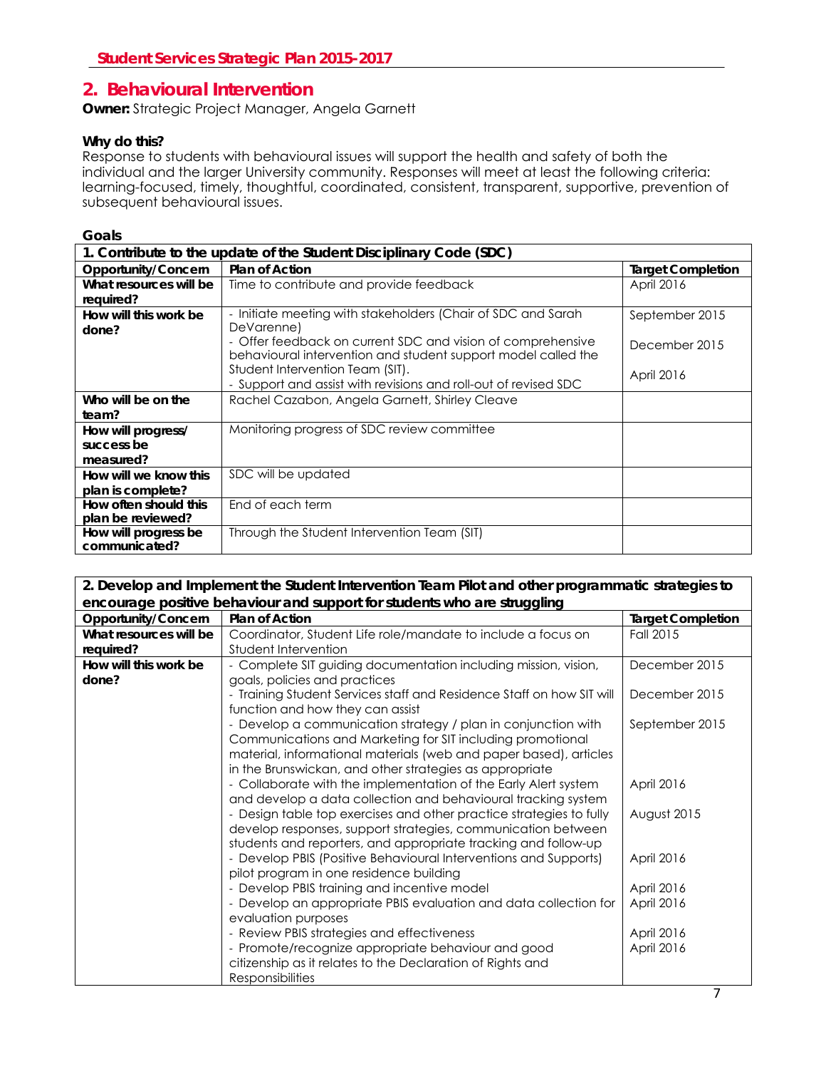## 2. Behavioural Intervention

**Owner:** Strategic Project Manager, Angela Garnett

**Why do this?**

Response to students with behavioural issues will support the health and safety of both the individual and the larger University community. Responses will meet at least the following criteria: learning-focused, timely, thoughtful, coordinated, consistent, transparent, supportive, prevention of subsequent behavioural issues.

**Goals**

| 1. Contribute to the update of the Student Disciplinary Code (SDC) | | |
|---|---|---|
| **Opportunity/Concern** | **Plan of Action** | **Target Completion** |
| **What resources will be required?** | Time to contribute and provide feedback | April 2016 |
| **How will this work be done?** | - Initiate meeting with stakeholders (Chair of SDC and Sarah DeVarenne)<br>- Offer feedback on current SDC and vision of comprehensive behavioural intervention and student support model called the Student Intervention Team (SIT).<br>- Support and assist with revisions and roll-out of revised SDC | September 2015<br><br>December 2015<br><br>April 2016 |
| **Who will be on the team?** | Rachel Cazabon, Angela Garnett, Shirley Cleave | |
| **How will progress/ success be measured?** | Monitoring progress of SDC review committee | |
| **How will we know this plan is complete?** | SDC will be updated | |
| **How often should this plan be reviewed?** | End of each term | |
| **How will progress be communicated?** | Through the Student Intervention Team (SIT) | |

| 2. Develop and Implement the Student Intervention Team Pilot and other programmatic strategies to encourage positive behaviour and support for students who are struggling | | |
|---|---|---|
| **Opportunity/Concern** | **Plan of Action** | **Target Completion** |
| **What resources will be required?** | Coordinator, Student Life role/mandate to include a focus on Student Intervention | Fall 2015 |
| **How will this work be done?** | - Complete SIT guiding documentation including mission, vision, goals, policies and practices<br>- Training Student Services staff and Residence Staff on how SIT will function and how they can assist<br>- Develop a communication strategy / plan in conjunction with Communications and Marketing for SIT including promotional material, informational materials (web and paper based), articles in the Brunswickan, and other strategies as appropriate<br>- Collaborate with the implementation of the Early Alert system and develop a data collection and behavioural tracking system<br>- Design table top exercises and other practice strategies to fully develop responses, support strategies, communication between students and reporters, and appropriate tracking and follow-up<br>- Develop PBIS (Positive Behavioural Interventions and Supports) pilot program in one residence building<br>- Develop PBIS training and incentive model<br>- Develop an appropriate PBIS evaluation and data collection for evaluation purposes<br>- Review PBIS strategies and effectiveness<br>- Promote/recognize appropriate behaviour and good citizenship as it relates to the Declaration of Rights and Responsibilities | December 2015<br><br>December 2015<br><br>September 2015<br><br><br><br>April 2016<br><br>August 2015<br><br><br>April 2016<br><br>April 2016<br>April 2016<br><br>April 2016<br>April 2016 |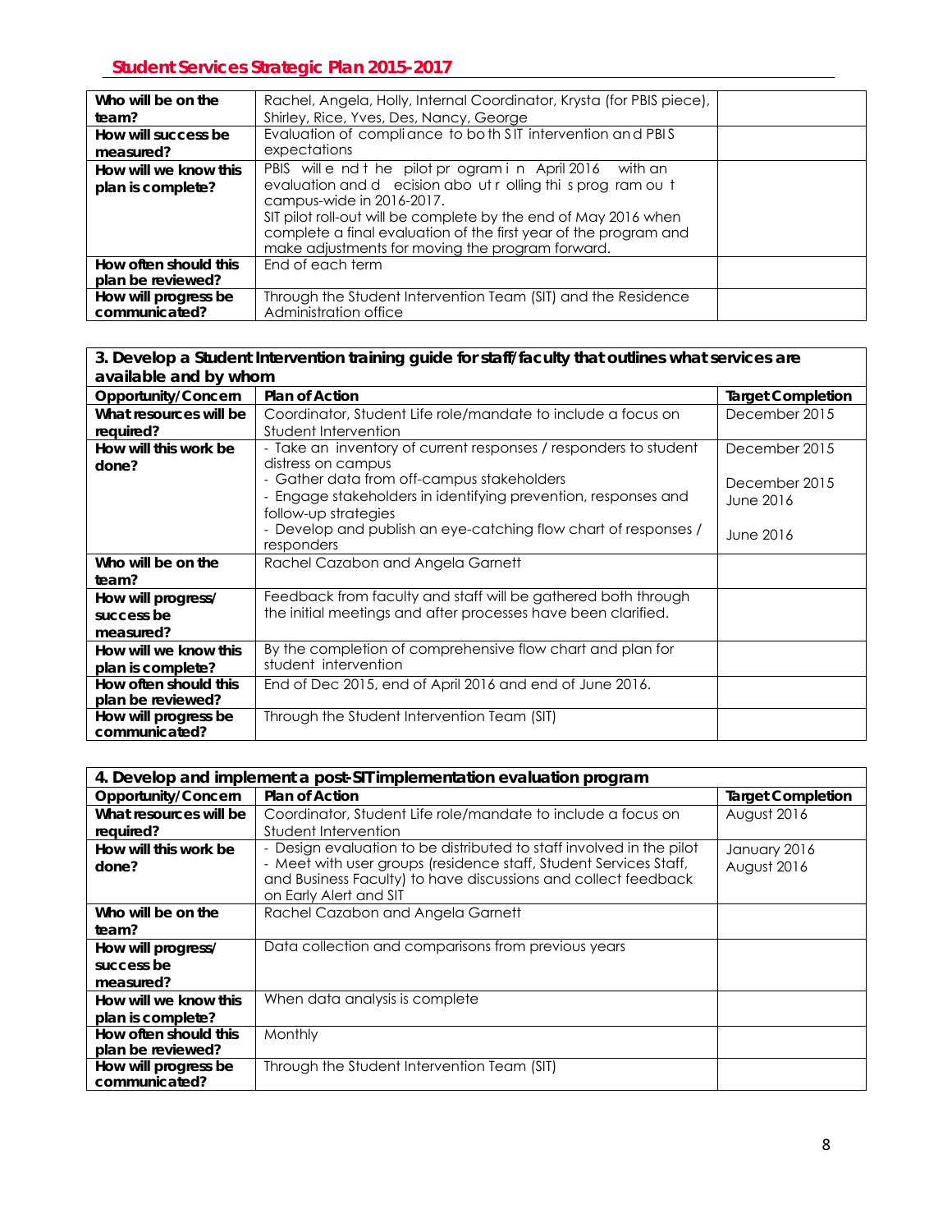| | | |
|---|---|---|
| **Who will be on the team?** | Rachel, Angela, Holly, Internal Coordinator, Krysta (for PBIS piece), Shirley, Rice, Yves, Des, Nancy, George | |
| **How will success be measured?** | Evaluation of compliance to both SIT intervention and PBIS expectations | |
| **How will we know this plan is complete?** | PBIS will end the pilot program in April 2016 with an evaluation and decision about rolling this program out campus-wide in 2016-2017. SIT pilot roll-out will be complete by the end of May 2016 when complete a final evaluation of the first year of the program and make adjustments for moving the program forward. | |
| **How often should this plan be reviewed?** | End of each term | |
| **How will progress be communicated?** | Through the Student Intervention Team (SIT) and the Residence Administration office | |

| **3. Develop a Student Intervention training guide for staff/faculty that outlines what services are available and by whom** | | |
|---|---|---|
| **Opportunity/Concern** | **Plan of Action** | **Target Completion** |
| **What resources will be required?** | Coordinator, Student Life role/mandate to include a focus on Student Intervention | December 2015 |
| **How will this work be done?** | - Take an inventory of current responses / responders to student distress on campus<br>- Gather data from off-campus stakeholders<br>- Engage stakeholders in identifying prevention, responses and follow-up strategies<br>- Develop and publish an eye-catching flow chart of responses / responders | December 2015<br><br>December 2015<br>June 2016<br><br>June 2016 |
| **Who will be on the team?** | Rachel Cazabon and Angela Garnett | |
| **How will progress/ success be measured?** | Feedback from faculty and staff will be gathered both through the initial meetings and after processes have been clarified. | |
| **How will we know this plan is complete?** | By the completion of comprehensive flow chart and plan for student intervention | |
| **How often should this plan be reviewed?** | End of Dec 2015, end of April 2016 and end of June 2016. | |
| **How will progress be communicated?** | Through the Student Intervention Team (SIT) | |

| **4. Develop and implement a post-SIT implementation evaluation program** | | |
|---|---|---|
| **Opportunity/Concern** | **Plan of Action** | **Target Completion** |
| **What resources will be required?** | Coordinator, Student Life role/mandate to include a focus on Student Intervention | August 2016 |
| **How will this work be done?** | - Design evaluation to be distributed to staff involved in the pilot<br>- Meet with user groups (residence staff, Student Services Staff, and Business Faculty) to have discussions and collect feedback on Early Alert and SIT | January 2016<br>August 2016 |
| **Who will be on the team?** | Rachel Cazabon and Angela Garnett | |
| **How will progress/ success be measured?** | Data collection and comparisons from previous years | |
| **How will we know this plan is complete?** | When data analysis is complete | |
| **How often should this plan be reviewed?** | Monthly | |
| **How will progress be communicated?** | Through the Student Intervention Team (SIT) | |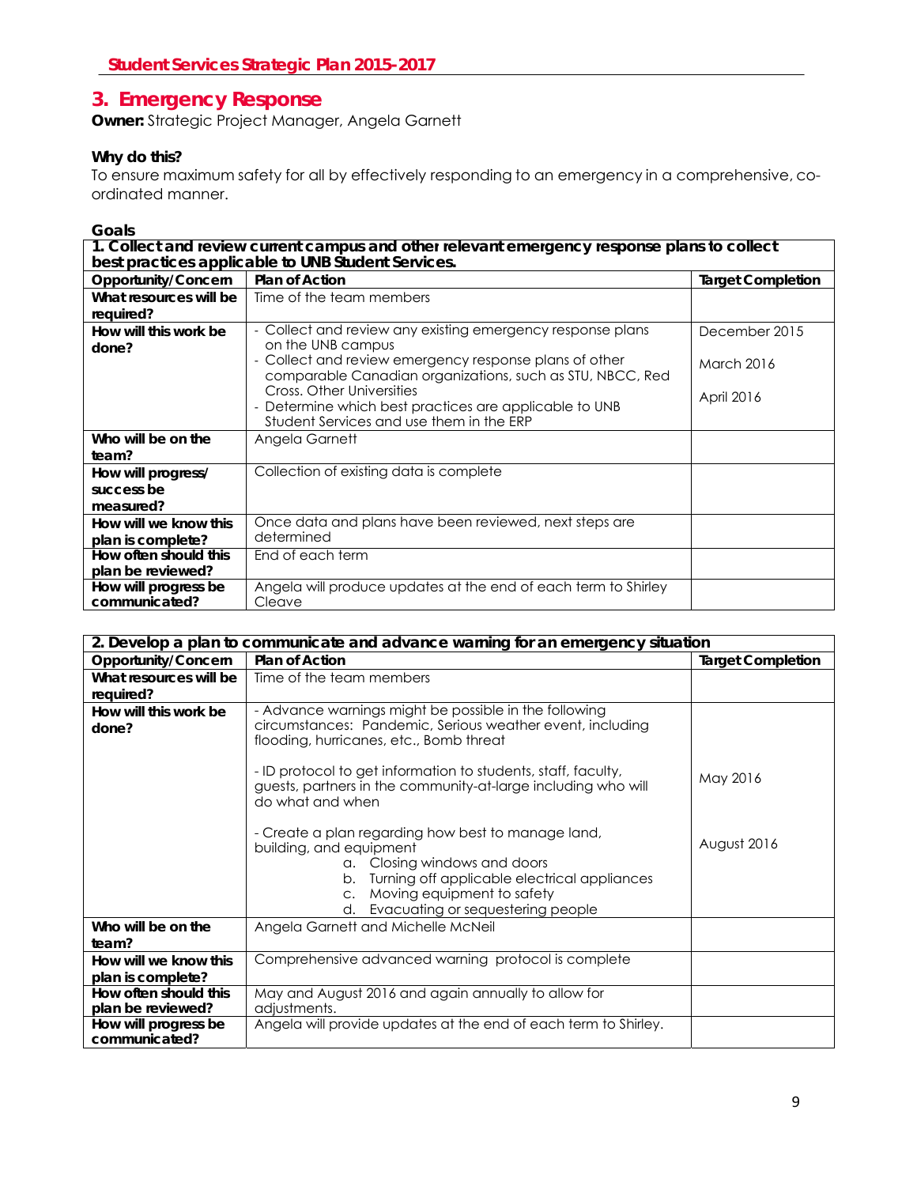## 3. Emergency Response

**Owner:** Strategic Project Manager, Angela Garnett

**Why do this?**

To ensure maximum safety for all by effectively responding to an emergency in a comprehensive, co-ordinated manner.

**Goals**

| **1. Collect and review current campus and other relevant emergency response plans to collect best practices applicable to UNB Student Services.** | | |
|---|---|---|
| **Opportunity/Concern** | **Plan of Action** | **Target Completion** |
| **What resources will be required?** | Time of the team members | |
| **How will this work be done?** | - Collect and review any existing emergency response plans on the UNB campus<br>- Collect and review emergency response plans of other comparable Canadian organizations, such as STU, NBCC, Red Cross. Other Universities<br>- Determine which best practices are applicable to UNB Student Services and use them in the ERP | December 2015<br><br>March 2016<br><br>April 2016 |
| **Who will be on the team?** | Angela Garnett | |
| **How will progress/ success be measured?** | Collection of existing data is complete | |
| **How will we know this plan is complete?** | Once data and plans have been reviewed, next steps are determined | |
| **How often should this plan be reviewed?** | End of each term | |
| **How will progress be communicated?** | Angela will produce updates at the end of each term to Shirley Cleave | |

| **2. Develop a plan to communicate and advance warning for an emergency situation** | | |
|---|---|---|
| **Opportunity/Concern** | **Plan of Action** | **Target Completion** |
| **What resources will be required?** | Time of the team members | |
| **How will this work be done?** | - Advance warnings might be possible in the following circumstances: Pandemic, Serious weather event, including flooding, hurricanes, etc., Bomb threat<br><br>- ID protocol to get information to students, staff, faculty, guests, partners in the community-at-large including who will do what and when<br><br>- Create a plan regarding how best to manage land, building, and equipment<br>a. Closing windows and doors<br>b. Turning off applicable electrical appliances<br>c. Moving equipment to safety<br>d. Evacuating or sequestering people | <br><br>May 2016<br><br>August 2016 |
| **Who will be on the team?** | Angela Garnett and Michelle McNeil | |
| **How will we know this plan is complete?** | Comprehensive advanced warning protocol is complete | |
| **How often should this plan be reviewed?** | May and August 2016 and again annually to allow for adjustments. | |
| **How will progress be communicated?** | Angela will provide updates at the end of each term to Shirley. | |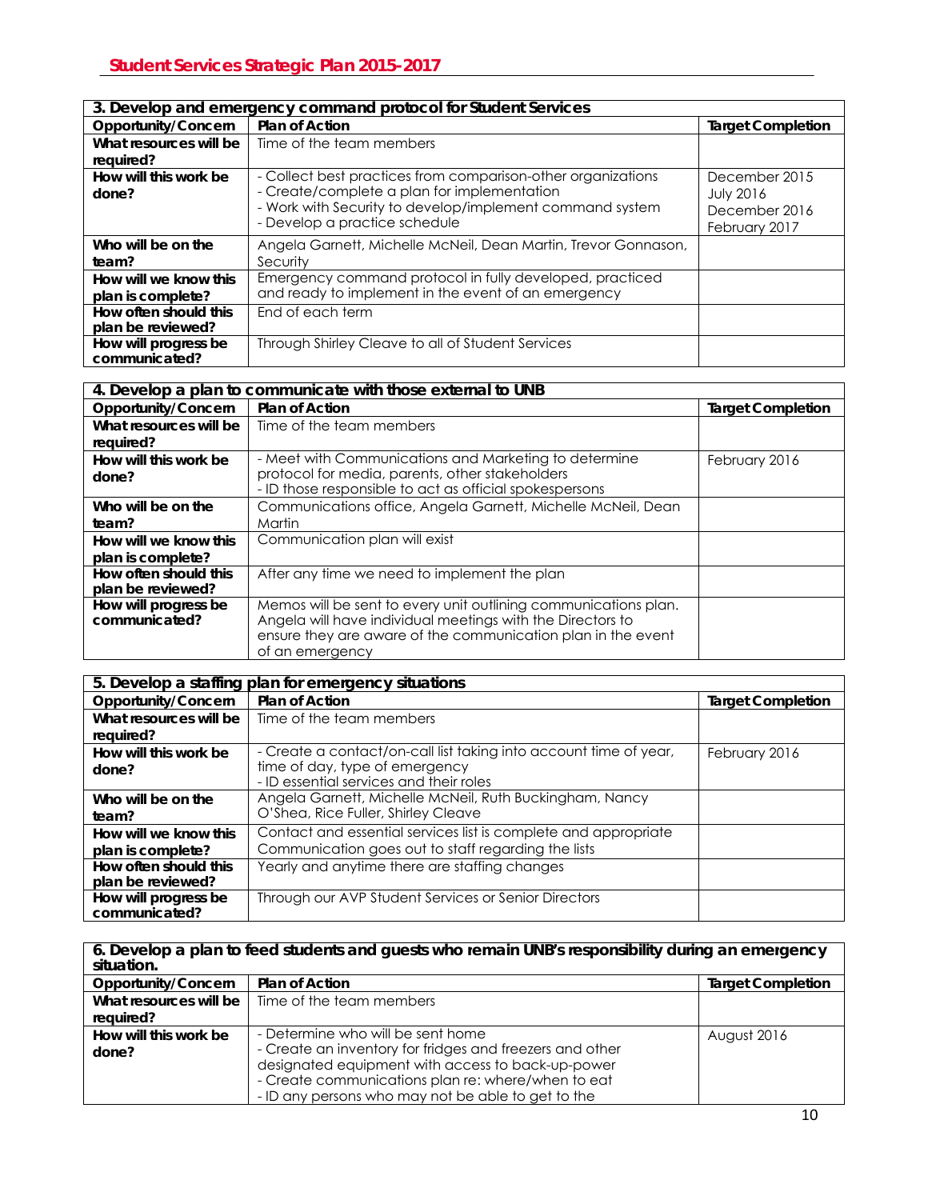| 3. Develop and emergency command protocol for Student Services | | |
|---|---|---|
| **Opportunity/Concern** | **Plan of Action** | **Target Completion** |
| **What resources will be required?** | Time of the team members | |
| **How will this work be done?** | - Collect best practices from comparison-other organizations<br>- Create/complete a plan for implementation<br>- Work with Security to develop/implement command system<br>- Develop a practice schedule | December 2015<br>July 2016<br>December 2016<br>February 2017 |
| **Who will be on the team?** | Angela Garnett, Michelle McNeil, Dean Martin, Trevor Gonnason, Security | |
| **How will we know this plan is complete?** | Emergency command protocol in fully developed, practiced and ready to implement in the event of an emergency | |
| **How often should this plan be reviewed?** | End of each term | |
| **How will progress be communicated?** | Through Shirley Cleave to all of Student Services | |

| 4. Develop a plan to communicate with those external to UNB | | |
|---|---|---|
| **Opportunity/Concern** | **Plan of Action** | **Target Completion** |
| **What resources will be required?** | Time of the team members | |
| **How will this work be done?** | - Meet with Communications and Marketing to determine protocol for media, parents, other stakeholders<br>- ID those responsible to act as official spokespersons | February 2016 |
| **Who will be on the team?** | Communications office, Angela Garnett, Michelle McNeil, Dean Martin | |
| **How will we know this plan is complete?** | Communication plan will exist | |
| **How often should this plan be reviewed?** | After any time we need to implement the plan | |
| **How will progress be communicated?** | Memos will be sent to every unit outlining communications plan. Angela will have individual meetings with the Directors to ensure they are aware of the communication plan in the event of an emergency | |

| 5. Develop a staffing plan for emergency situations | | |
|---|---|---|
| **Opportunity/Concern** | **Plan of Action** | **Target Completion** |
| **What resources will be required?** | Time of the team members | |
| **How will this work be done?** | - Create a contact/on-call list taking into account time of year, time of day, type of emergency<br>- ID essential services and their roles | February 2016 |
| **Who will be on the team?** | Angela Garnett, Michelle McNeil, Ruth Buckingham, Nancy O'Shea, Rice Fuller, Shirley Cleave | |
| **How will we know this plan is complete?** | Contact and essential services list is complete and appropriate<br>Communication goes out to staff regarding the lists | |
| **How often should this plan be reviewed?** | Yearly and anytime there are staffing changes | |
| **How will progress be communicated?** | Through our AVP Student Services or Senior Directors | |

| 6. Develop a plan to feed students and guests who remain UNB's responsibility during an emergency situation. | | |
|---|---|---|
| **Opportunity/Concern** | **Plan of Action** | **Target Completion** |
| **What resources will be required?** | Time of the team members | |
| **How will this work be done?** | - Determine who will be sent home<br>- Create an inventory for fridges and freezers and other designated equipment with access to back-up-power<br>- Create communications plan re: where/when to eat<br>- ID any persons who may not be able to get to the | August 2016 |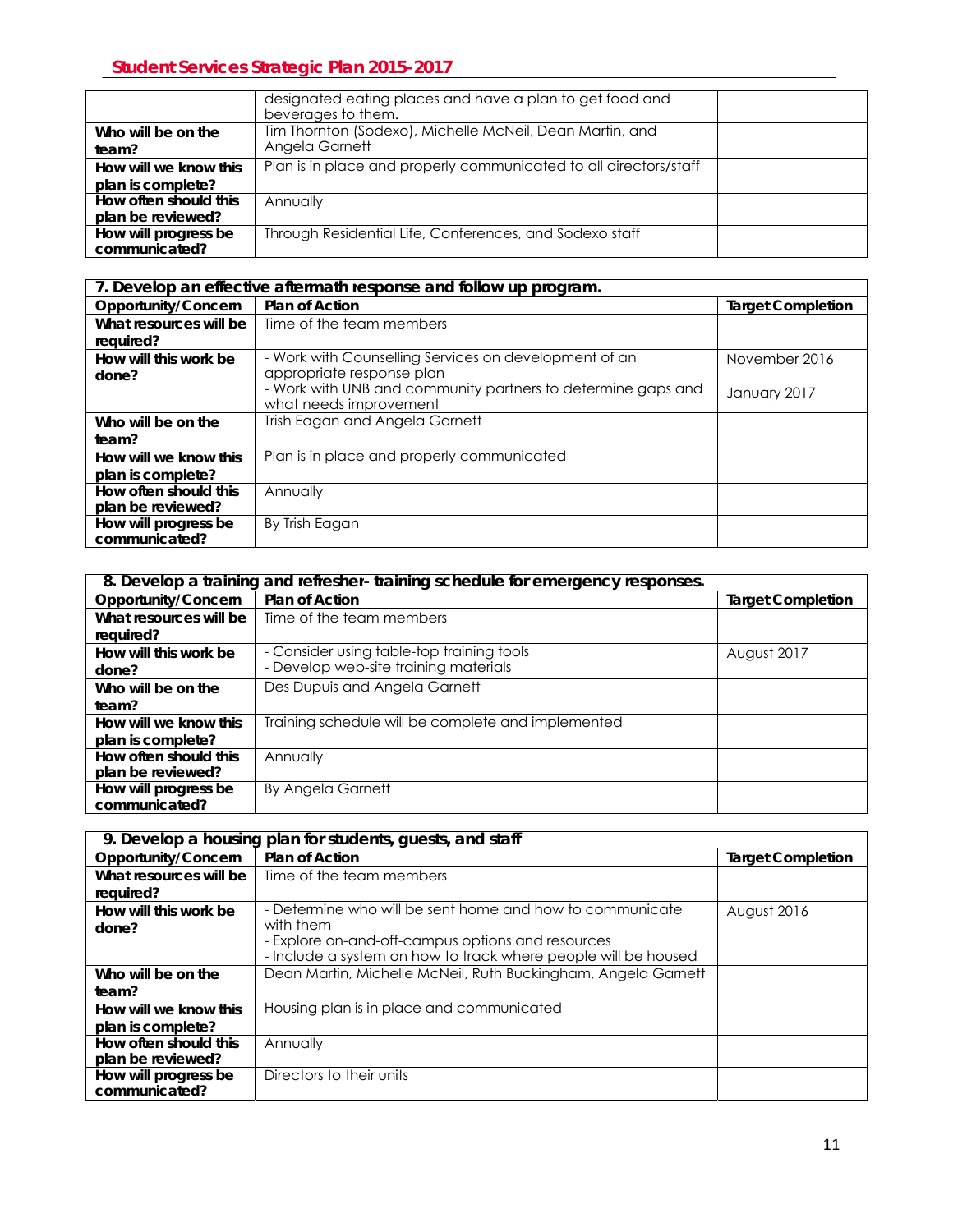| | designated eating places and have a plan to get food and beverages to them. | |
|---|---|---|
| **Who will be on the team?** | Tim Thornton (Sodexo), Michelle McNeil, Dean Martin, and Angela Garnett | |
| **How will we know this plan is complete?** | Plan is in place and properly communicated to all directors/staff | |
| **How often should this plan be reviewed?** | Annually | |
| **How will progress be communicated?** | Through Residential Life, Conferences, and Sodexo staff | |

| **7. Develop an effective aftermath response and follow up program.** | | |
|---|---|---|
| **Opportunity/Concern** | **Plan of Action** | **Target Completion** |
| **What resources will be required?** | Time of the team members | |
| **How will this work be done?** | - Work with Counselling Services on development of an appropriate response plan<br>- Work with UNB and community partners to determine gaps and what needs improvement | November 2016<br><br>January 2017 |
| **Who will be on the team?** | Trish Eagan and Angela Garnett | |
| **How will we know this plan is complete?** | Plan is in place and properly communicated | |
| **How often should this plan be reviewed?** | Annually | |
| **How will progress be communicated?** | By Trish Eagan | |

| **8. Develop a training and refresher- training schedule for emergency responses.** | | |
|---|---|---|
| **Opportunity/Concern** | **Plan of Action** | **Target Completion** |
| **What resources will be required?** | Time of the team members | |
| **How will this work be done?** | - Consider using table-top training tools<br>- Develop web-site training materials | August 2017 |
| **Who will be on the team?** | Des Dupuis and Angela Garnett | |
| **How will we know this plan is complete?** | Training schedule will be complete and implemented | |
| **How often should this plan be reviewed?** | Annually | |
| **How will progress be communicated?** | By Angela Garnett | |

| **9. Develop a housing plan for students, guests, and staff** | | |
|---|---|---|
| **Opportunity/Concern** | **Plan of Action** | **Target Completion** |
| **What resources will be required?** | Time of the team members | |
| **How will this work be done?** | - Determine who will be sent home and how to communicate with them<br>- Explore on-and-off-campus options and resources<br>- Include a system on how to track where people will be housed | August 2016 |
| **Who will be on the team?** | Dean Martin, Michelle McNeil, Ruth Buckingham, Angela Garnett | |
| **How will we know this plan is complete?** | Housing plan is in place and communicated | |
| **How often should this plan be reviewed?** | Annually | |
| **How will progress be communicated?** | Directors to their units | |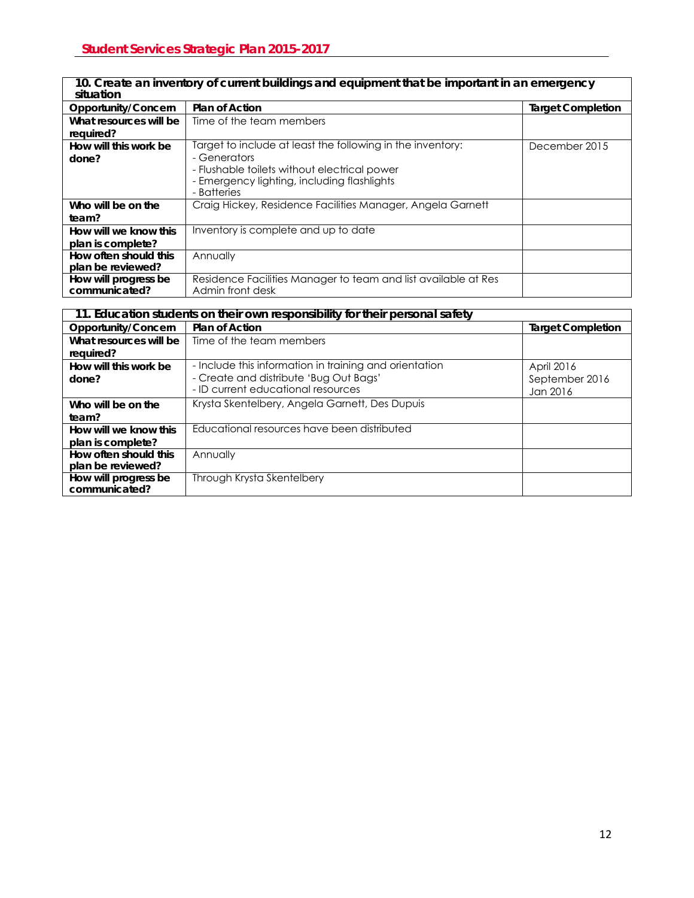| 10. Create an inventory of current buildings and equipment that be important in an emergency situation | | |
|---|---|---|
| **Opportunity/Concern** | **Plan of Action** | **Target Completion** |
| **What resources will be required?** | Time of the team members | |
| **How will this work be done?** | Target to include at least the following in the inventory:<br>- Generators<br>- Flushable toilets without electrical power<br>- Emergency lighting, including flashlights<br>- Batteries | December 2015 |
| **Who will be on the team?** | Craig Hickey, Residence Facilities Manager, Angela Garnett | |
| **How will we know this plan is complete?** | Inventory is complete and up to date | |
| **How often should this plan be reviewed?** | Annually | |
| **How will progress be communicated?** | Residence Facilities Manager to team and list available at Res Admin front desk | |

| 11. Education students on their own responsibility for their personal safety | | |
|---|---|---|
| **Opportunity/Concern** | **Plan of Action** | **Target Completion** |
| **What resources will be required?** | Time of the team members | |
| **How will this work be done?** | - Include this information in training and orientation<br>- Create and distribute 'Bug Out Bags'<br>- ID current educational resources | April 2016<br>September 2016<br>Jan 2016 |
| **Who will be on the team?** | Krysta Skentelbery, Angela Garnett, Des Dupuis | |
| **How will we know this plan is complete?** | Educational resources have been distributed | |
| **How often should this plan be reviewed?** | Annually | |
| **How will progress be communicated?** | Through Krysta Skentelbery | |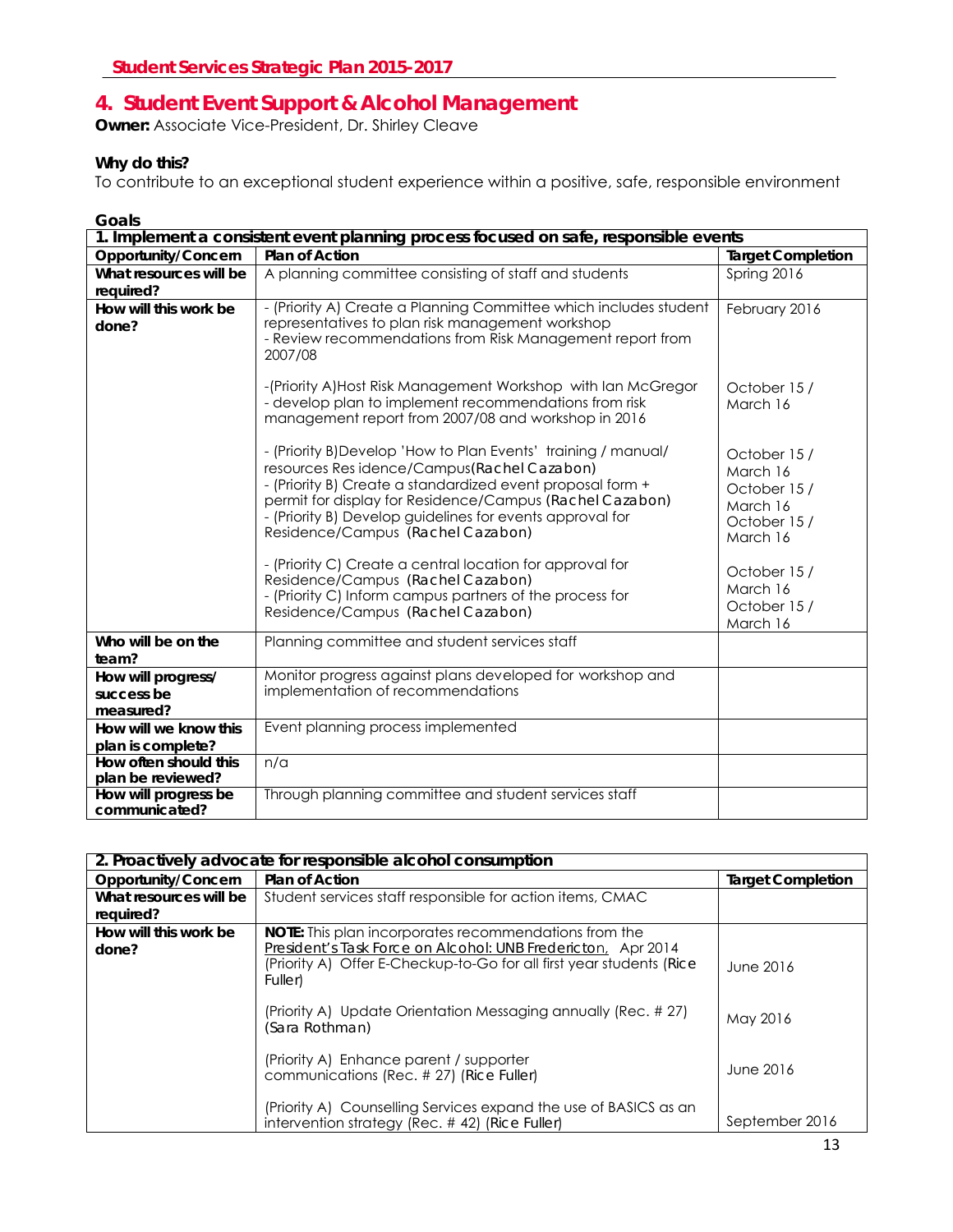## 4. Student Event Support & Alcohol Management

**Owner:** Associate Vice-President, Dr. Shirley Cleave

### Why do this?

To contribute to an exceptional student experience within a positive, safe, responsible environment

### Goals

| 1. Implement a consistent event planning process focused on safe, responsible events | | |
|---|---|---|
| **Opportunity/Concern** | **Plan of Action** | **Target Completion** |
| **What resources will be required?** | A planning committee consisting of staff and students | Spring 2016 |
| **How will this work be done?** | - (Priority A) Create a Planning Committee which includes student representatives to plan risk management workshop<br>- Review recommendations from Risk Management report from 2007/08<br><br>-(Priority A)Host Risk Management Workshop with Ian McGregor<br>- develop plan to implement recommendations from risk management report from 2007/08 and workshop in 2016<br><br>- (Priority B)Develop 'How to Plan Events' training / manual/ resources Residence/Campus(Rachel Cazabon)<br>- (Priority B) Create a standardized event proposal form + permit for display for Residence/Campus (Rachel Cazabon)<br>- (Priority B) Develop guidelines for events approval for Residence/Campus (Rachel Cazabon)<br><br>- (Priority C) Create a central location for approval for Residence/Campus (Rachel Cazabon)<br>- (Priority C) Inform campus partners of the process for Residence/Campus (Rachel Cazabon) | February 2016<br><br><br><br>October 15 / March 16<br><br><br>October 15 / March 16<br>October 15 / March 16<br>October 15 / March 16<br><br>October 15 / March 16<br>October 15 / March 16 |
| **Who will be on the team?** | Planning committee and student services staff | |
| **How will progress/ success be measured?** | Monitor progress against plans developed for workshop and implementation of recommendations | |
| **How will we know this plan is complete?** | Event planning process implemented | |
| **How often should this plan be reviewed?** | n/a | |
| **How will progress be communicated?** | Through planning committee and student services staff | |

| 2. Proactively advocate for responsible alcohol consumption | | |
|---|---|---|
| **Opportunity/Concern** | **Plan of Action** | **Target Completion** |
| **What resources will be required?** | Student services staff responsible for action items, CMAC | |
| **How will this work be done?** | **NOTE:** This plan incorporates recommendations from the President's Task Force on Alcohol: UNB Fredericton, Apr 2014<br>(Priority A) Offer E-Checkup-to-Go for all first year students (Rice Fuller)<br><br>(Priority A) Update Orientation Messaging annually (Rec. # 27) (Sara Rothman)<br><br>(Priority A) Enhance parent / supporter communications (Rec. # 27) (Rice Fuller)<br><br>(Priority A) Counselling Services expand the use of BASICS as an intervention strategy (Rec. # 42) (Rice Fuller) | <br><br>June 2016<br><br>May 2016<br><br>June 2016<br><br>September 2016 |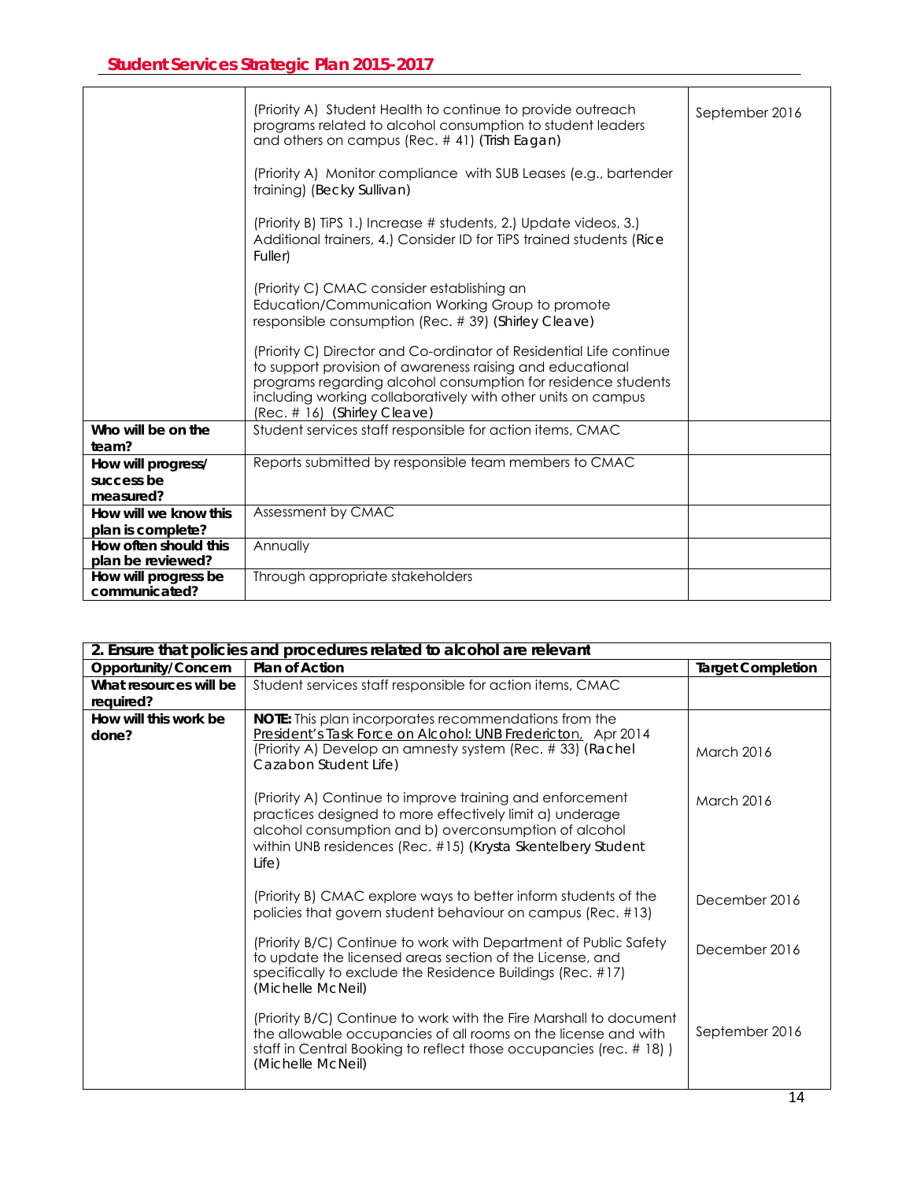| | | |
|---|---|---|
| | (Priority A) Student Health to continue to provide outreach programs related to alcohol consumption to student leaders and others on campus (Rec. # 41) (Trish Eagan)<br><br>(Priority A) Monitor compliance with SUB Leases (e.g., bartender training) (Becky Sullivan)<br><br>(Priority B) TiPS 1.) Increase # students, 2.) Update videos, 3.) Additional trainers, 4.) Consider ID for TiPS trained students (Rice Fuller)<br><br>(Priority C) CMAC consider establishing an Education/Communication Working Group to promote responsible consumption (Rec. # 39) (Shirley Cleave)<br><br>(Priority C) Director and Co-ordinator of Residential Life continue to support provision of awareness raising and educational programs regarding alcohol consumption for residence students including working collaboratively with other units on campus (Rec. # 16) (Shirley Cleave) | September 2016 |
| **Who will be on the team?** | Student services staff responsible for action items, CMAC | |
| **How will progress/ success be measured?** | Reports submitted by responsible team members to CMAC | |
| **How will we know this plan is complete?** | Assessment by CMAC | |
| **How often should this plan be reviewed?** | Annually | |
| **How will progress be communicated?** | Through appropriate stakeholders | |

| **2. Ensure that policies and procedures related to alcohol are relevant** | | |
|---|---|---|
| **Opportunity/Concern** | **Plan of Action** | **Target Completion** |
| **What resources will be required?** | Student services staff responsible for action items, CMAC | |
| **How will this work be done?** | **NOTE:** This plan incorporates recommendations from the President's Task Force on Alcohol: UNB Fredericton, Apr 2014<br>(Priority A) Develop an amnesty system (Rec. # 33) (Rachel Cazabon Student Life)<br><br>(Priority A) Continue to improve training and enforcement practices designed to more effectively limit a) underage alcohol consumption and b) overconsumption of alcohol within UNB residences (Rec. #15) (Krysta Skentelbery Student Life)<br><br>(Priority B) CMAC explore ways to better inform students of the policies that govern student behaviour on campus (Rec. #13)<br><br>(Priority B/C) Continue to work with Department of Public Safety to update the licensed areas section of the License, and specifically to exclude the Residence Buildings (Rec. #17) (Michelle McNeil)<br><br>(Priority B/C) Continue to work with the Fire Marshall to document the allowable occupancies of all rooms on the license and with staff in Central Booking to reflect those occupancies (rec. # 18) ) (Michelle McNeil) | March 2016<br><br>March 2016<br><br>December 2016<br><br>December 2016<br><br>September 2016 |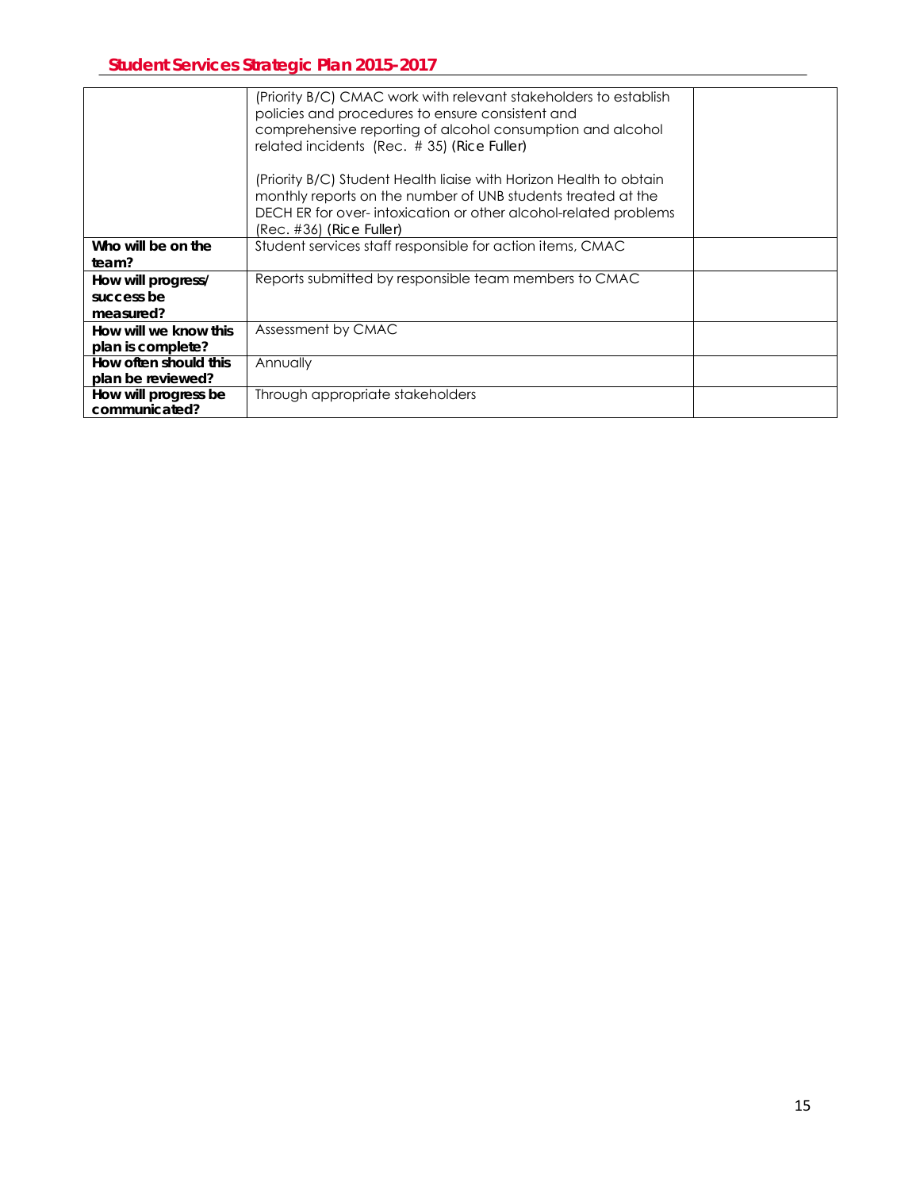| | | |
|---|---|---|
| | (Priority B/C) CMAC work with relevant stakeholders to establish policies and procedures to ensure consistent and comprehensive reporting of alcohol consumption and alcohol related incidents (Rec. # 35) (Rice Fuller)<br><br>(Priority B/C) Student Health liaise with Horizon Health to obtain monthly reports on the number of UNB students treated at the DECH ER for over- intoxication or other alcohol-related problems (Rec. #36) (Rice Fuller) | |
| **Who will be on the team?** | Student services staff responsible for action items, CMAC | |
| **How will progress/ success be measured?** | Reports submitted by responsible team members to CMAC | |
| **How will we know this plan is complete?** | Assessment by CMAC | |
| **How often should this plan be reviewed?** | Annually | |
| **How will progress be communicated?** | Through appropriate stakeholders | |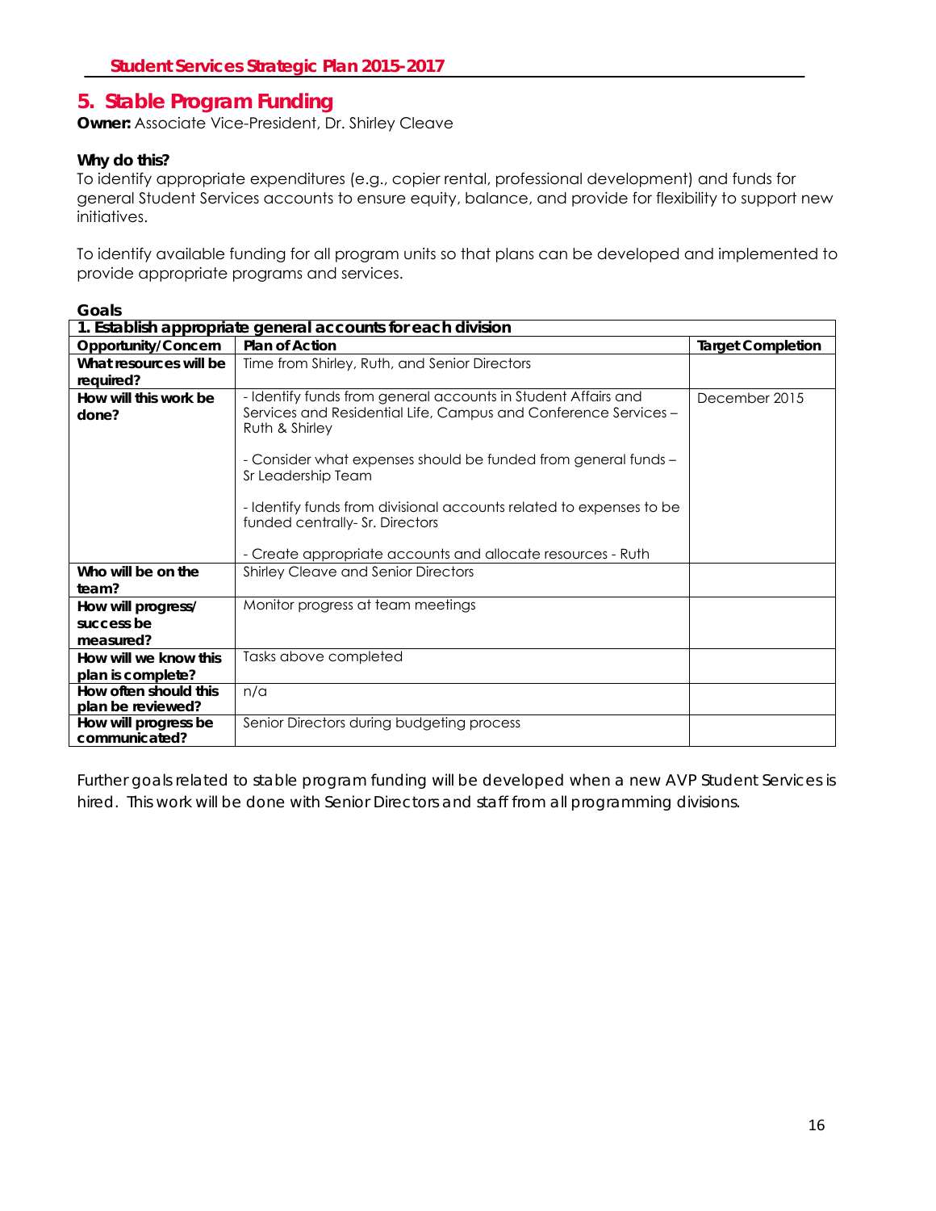## 5. Stable Program Funding

**Owner:** Associate Vice-President, Dr. Shirley Cleave

**Why do this?**

To identify appropriate expenditures (e.g., copier rental, professional development) and funds for general Student Services accounts to ensure equity, balance, and provide for flexibility to support new initiatives.

To identify available funding for all program units so that plans can be developed and implemented to provide appropriate programs and services.

**Goals**

| **1. Establish appropriate general accounts for each division** | | |
|---|---|---|
| **Opportunity/Concern** | **Plan of Action** | **Target Completion** |
| **What resources will be required?** | Time from Shirley, Ruth, and Senior Directors | |
| **How will this work be done?** | - Identify funds from general accounts in Student Affairs and Services and Residential Life, Campus and Conference Services – Ruth & Shirley<br><br>- Consider what expenses should be funded from general funds – Sr Leadership Team<br><br>- Identify funds from divisional accounts related to expenses to be funded centrally- Sr. Directors<br><br>- Create appropriate accounts and allocate resources - Ruth | December 2015 |
| **Who will be on the team?** | Shirley Cleave and Senior Directors | |
| **How will progress/ success be measured?** | Monitor progress at team meetings | |
| **How will we know this plan is complete?** | Tasks above completed | |
| **How often should this plan be reviewed?** | n/a | |
| **How will progress be communicated?** | Senior Directors during budgeting process | |

Further goals related to stable program funding will be developed when a new AVP Student Services is hired. This work will be done with Senior Directors and staff from all programming divisions.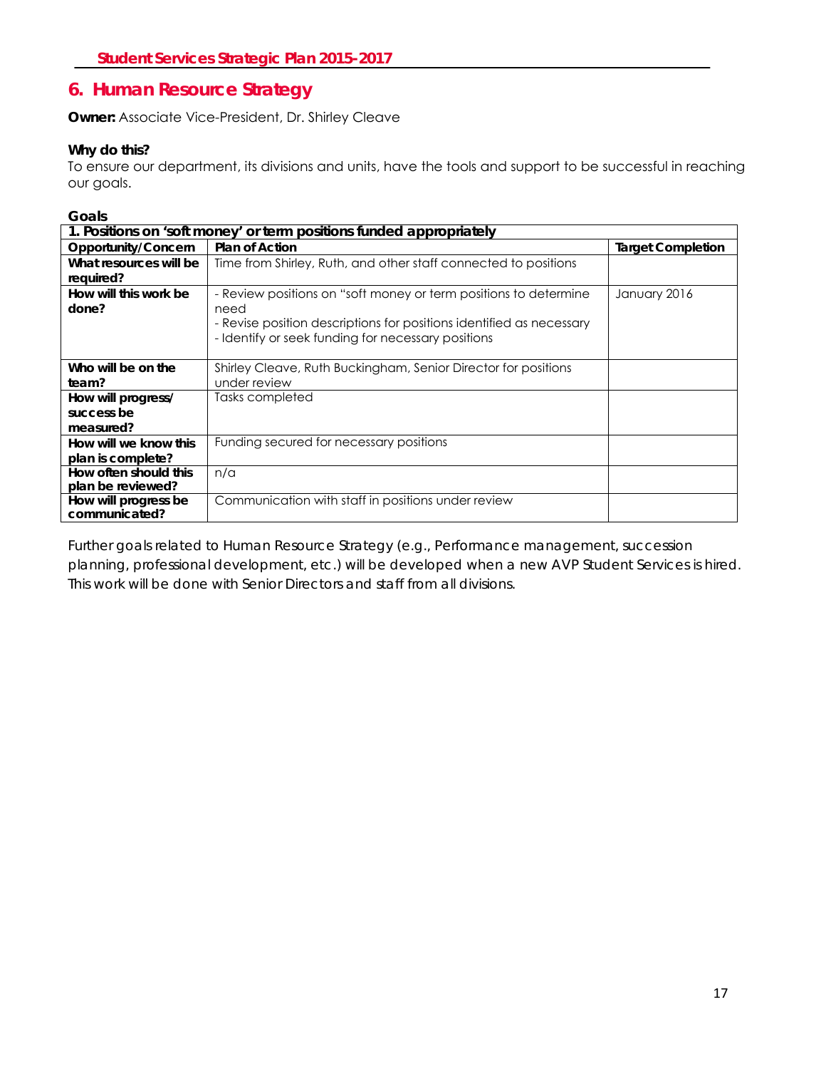## 6. Human Resource Strategy

**Owner:** Associate Vice-President, Dr. Shirley Cleave

**Why do this?**
To ensure our department, its divisions and units, have the tools and support to be successful in reaching our goals.

**Goals**

| 1. Positions on 'soft money' or term positions funded appropriately | | |
|---|---|---|
| **Opportunity/Concern** | **Plan of Action** | **Target Completion** |
| **What resources will be required?** | Time from Shirley, Ruth, and other staff connected to positions | |
| **How will this work be done?** | - Review positions on "soft money or term positions to determine need<br>- Revise position descriptions for positions identified as necessary<br>- Identify or seek funding for necessary positions | January 2016 |
| **Who will be on the team?** | Shirley Cleave, Ruth Buckingham, Senior Director for positions under review | |
| **How will progress/ success be measured?** | Tasks completed | |
| **How will we know this plan is complete?** | Funding secured for necessary positions | |
| **How often should this plan be reviewed?** | n/a | |
| **How will progress be communicated?** | Communication with staff in positions under review | |

Further goals related to Human Resource Strategy (e.g., Performance management, succession planning, professional development, etc.) will be developed when a new AVP Student Services is hired. This work will be done with Senior Directors and staff from all divisions.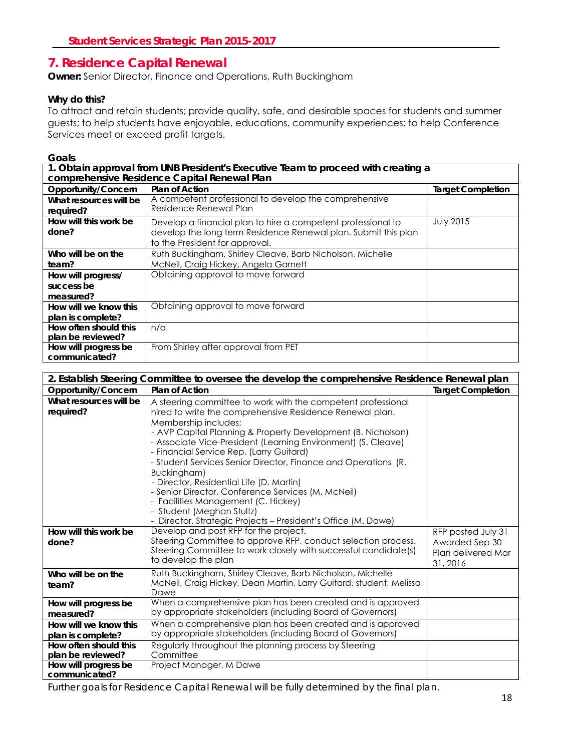## 7. Residence Capital Renewal

**Owner:** Senior Director, Finance and Operations, Ruth Buckingham

**Why do this?**

To attract and retain students; provide quality, safe, and desirable spaces for students and summer guests; to help students have enjoyable, educations, community experiences; to help Conference Services meet or exceed profit targets.

**Goals**

| 1. Obtain approval from UNB President's Executive Team to proceed with creating a comprehensive Residence Capital Renewal Plan | | |
|---|---|---|
| **Opportunity/Concern** | **Plan of Action** | **Target Completion** |
| **What resources will be required?** | A competent professional to develop the comprehensive Residence Renewal Plan | |
| **How will this work be done?** | Develop a financial plan to hire a competent professional to develop the long term Residence Renewal plan. Submit this plan to the President for approval. | July 2015 |
| **Who will be on the team?** | Ruth Buckingham, Shirley Cleave, Barb Nicholson, Michelle McNeil, Craig Hickey, Angela Garnett | |
| **How will progress/ success be measured?** | Obtaining approval to move forward | |
| **How will we know this plan is complete?** | Obtaining approval to move forward | |
| **How often should this plan be reviewed?** | n/a | |
| **How will progress be communicated?** | From Shirley after approval from PET | |

| 2. Establish Steering Committee to oversee the develop the comprehensive Residence Renewal plan | | |
|---|---|---|
| **Opportunity/Concern** | **Plan of Action** | **Target Completion** |
| **What resources will be required?** | A steering committee to work with the competent professional hired to write the comprehensive Residence Renewal plan. Membership includes:<br>- AVP Capital Planning & Property Development (B. Nicholson)<br>- Associate Vice-President (Learning Environment) (S. Cleave)<br>- Financial Service Rep. (Larry Guitard)<br>- Student Services Senior Director, Finance and Operations (R. Buckingham)<br>- Director, Residential Life (D. Martin)<br>- Senior Director, Conference Services (M. McNeil)<br>- Facilities Management (C. Hickey)<br>- Student (Meghan Stultz)<br>- Director, Strategic Projects – President's Office (M. Dawe) | |
| **How will this work be done?** | Develop and post RFP for the project.<br>Steering Committee to approve RFP, conduct selection process.<br>Steering Committee to work closely with successful candidate(s) to develop the plan | RFP posted July 31<br>Awarded Sep 30<br>Plan delivered Mar 31, 2016 |
| **Who will be on the team?** | Ruth Buckingham, Shirley Cleave, Barb Nicholson, Michelle McNeil, Craig Hickey, Dean Martin, Larry Guitard, student, Melissa Dawe | |
| **How will progress be measured?** | When a comprehensive plan has been created and is approved by appropriate stakeholders (including Board of Governors) | |
| **How will we know this plan is complete?** | When a comprehensive plan has been created and is approved by appropriate stakeholders (including Board of Governors) | |
| **How often should this plan be reviewed?** | Regularly throughout the planning process by Steering Committee | |
| **How will progress be communicated?** | Project Manager, M Dawe | |

Further goals for Residence Capital Renewal will be fully determined by the final plan.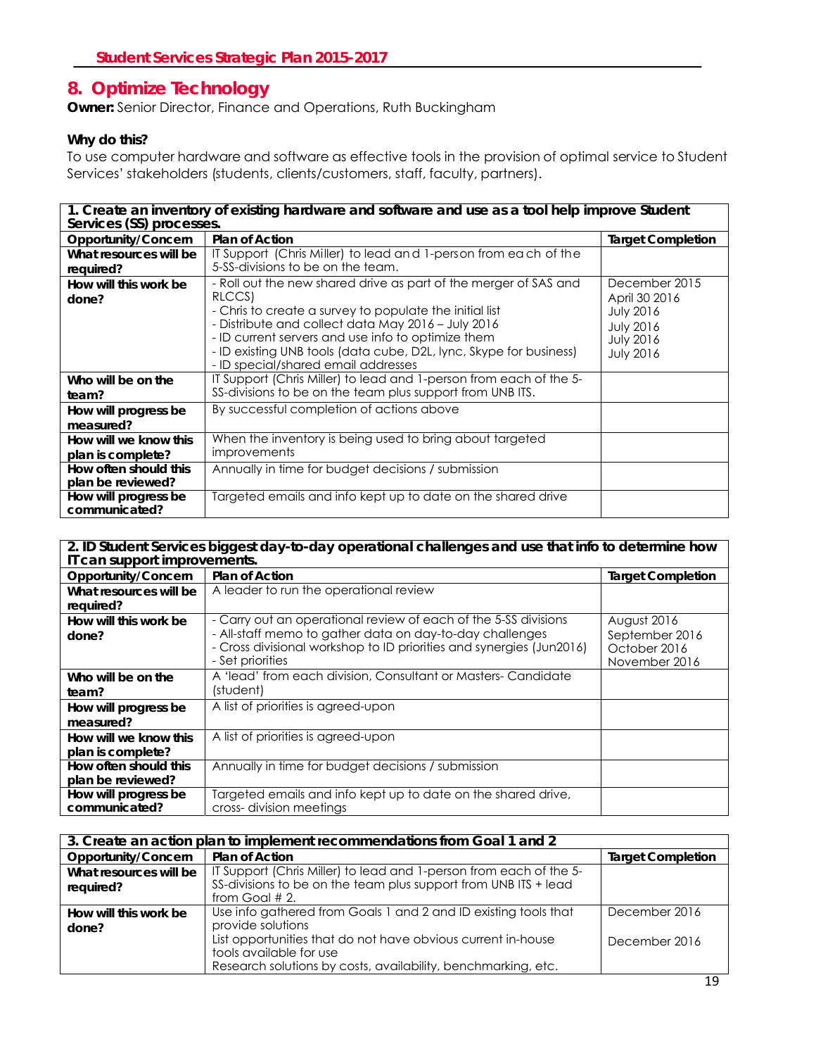## 8. Optimize Technology

**Owner:** Senior Director, Finance and Operations, Ruth Buckingham

**Why do this?**

To use computer hardware and software as effective tools in the provision of optimal service to Student Services' stakeholders (students, clients/customers, staff, faculty, partners).

| **1. Create an inventory of existing hardware and software and use as a tool help improve Student Services (SS) processes.** | | |
|---|---|---|
| **Opportunity/Concern** | **Plan of Action** | **Target Completion** |
| **What resources will be required?** | IT Support (Chris Miller) to lead and 1-person from each of the 5-SS-divisions to be on the team. | |
| **How will this work be done?** | - Roll out the new shared drive as part of the merger of SAS and RLCCS)<br>- Chris to create a survey to populate the initial list<br>- Distribute and collect data May 2016 – July 2016<br>- ID current servers and use info to optimize them<br>- ID existing UNB tools (data cube, D2L, lync, Skype for business)<br>- ID special/shared email addresses | December 2015<br>April 30 2016<br>July 2016<br>July 2016<br>July 2016<br>July 2016 |
| **Who will be on the team?** | IT Support (Chris Miller) to lead and 1-person from each of the 5-SS-divisions to be on the team plus support from UNB ITS. | |
| **How will progress be measured?** | By successful completion of actions above | |
| **How will we know this plan is complete?** | When the inventory is being used to bring about targeted improvements | |
| **How often should this plan be reviewed?** | Annually in time for budget decisions / submission | |
| **How will progress be communicated?** | Targeted emails and info kept up to date on the shared drive | |

| **2. ID Student Services biggest day-to-day operational challenges and use that info to determine how IT can support improvements.** | | |
|---|---|---|
| **Opportunity/Concern** | **Plan of Action** | **Target Completion** |
| **What resources will be required?** | A leader to run the operational review | |
| **How will this work be done?** | - Carry out an operational review of each of the 5-SS divisions<br>- All-staff memo to gather data on day-to-day challenges<br>- Cross divisional workshop to ID priorities and synergies (Jun2016)<br>- Set priorities | August 2016<br>September 2016<br>October 2016<br>November 2016 |
| **Who will be on the team?** | A 'lead' from each division, Consultant or Masters- Candidate (student) | |
| **How will progress be measured?** | A list of priorities is agreed-upon | |
| **How will we know this plan is complete?** | A list of priorities is agreed-upon | |
| **How often should this plan be reviewed?** | Annually in time for budget decisions / submission | |
| **How will progress be communicated?** | Targeted emails and info kept up to date on the shared drive, cross- division meetings | |

| **3. Create an action plan to implement recommendations from Goal 1 and 2** | | |
|---|---|---|
| **Opportunity/Concern** | **Plan of Action** | **Target Completion** |
| **What resources will be required?** | IT Support (Chris Miller) to lead and 1-person from each of the 5-SS-divisions to be on the team plus support from UNB ITS + lead from Goal # 2. | |
| **How will this work be done?** | Use info gathered from Goals 1 and 2 and ID existing tools that provide solutions<br>List opportunities that do not have obvious current in-house tools available for use<br>Research solutions by costs, availability, benchmarking, etc. | December 2016<br><br>December 2016 |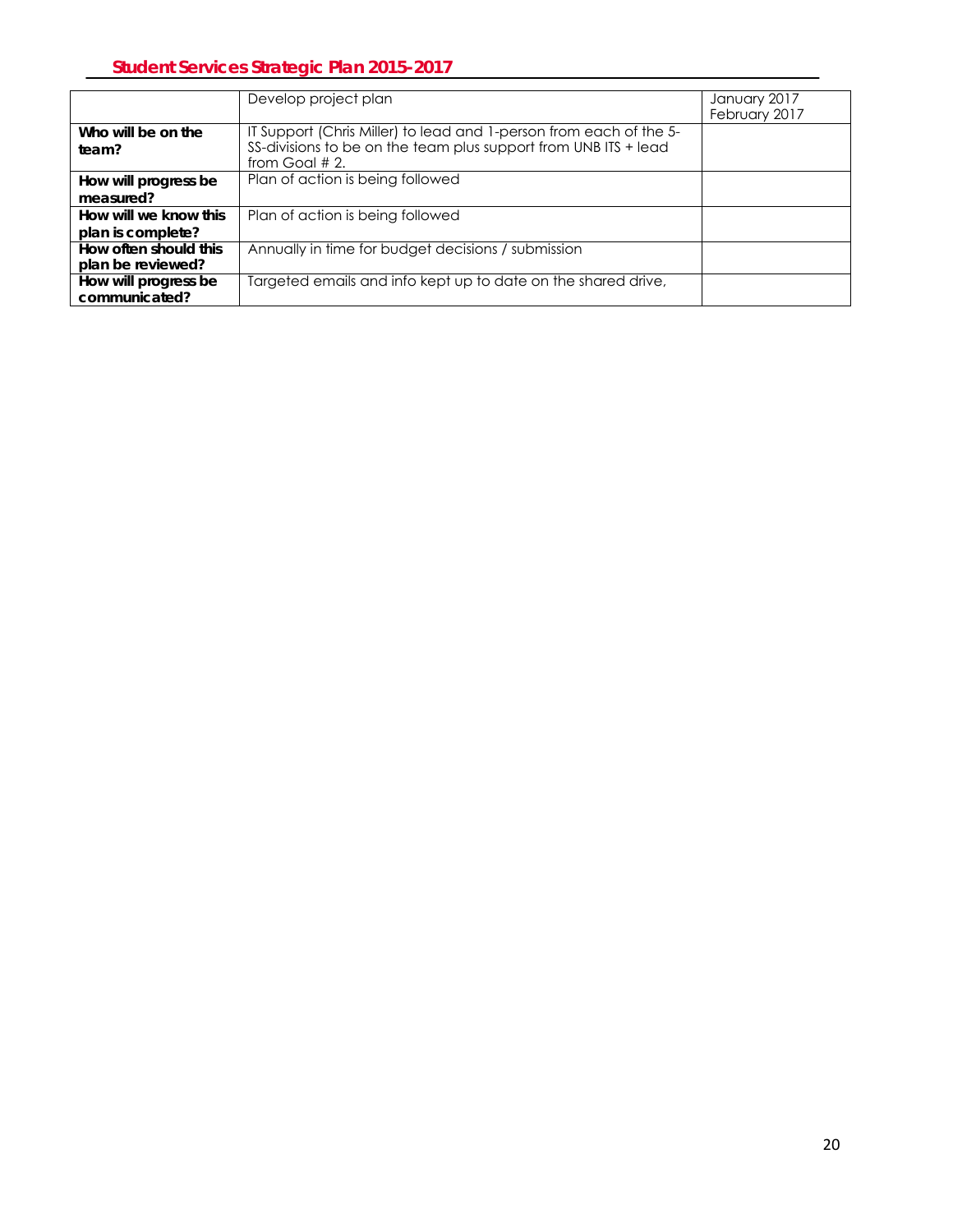| | Develop project plan | January 2017<br>February 2017 |
|---|---|---|
| **Who will be on the team?** | IT Support (Chris Miller) to lead and 1-person from each of the 5-SS-divisions to be on the team plus support from UNB ITS + lead from Goal # 2. | |
| **How will progress be measured?** | Plan of action is being followed | |
| **How will we know this plan is complete?** | Plan of action is being followed | |
| **How often should this plan be reviewed?** | Annually in time for budget decisions / submission | |
| **How will progress be communicated?** | Targeted emails and info kept up to date on the shared drive, | |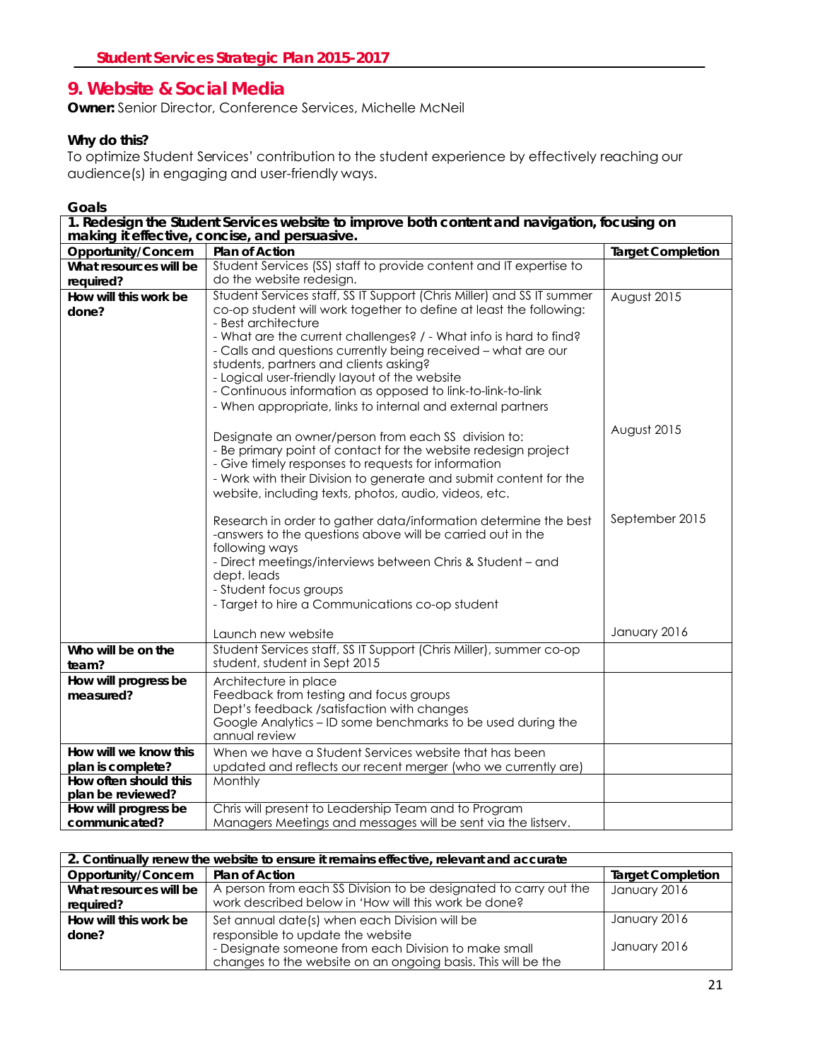## 9. Website & Social Media

**Owner:** Senior Director, Conference Services, Michelle McNeil

**Why do this?**

To optimize Student Services' contribution to the student experience by effectively reaching our audience(s) in engaging and user-friendly ways.

**Goals**

| **1. Redesign the Student Services website to improve both content and navigation, focusing on making it effective, concise, and persuasive.** | | |
|---|---|---|
| **Opportunity/Concern** | **Plan of Action** | **Target Completion** |
| **What resources will be required?** | Student Services (SS) staff to provide content and IT expertise to do the website redesign. | |
| **How will this work be done?** | Student Services staff, SS IT Support (Chris Miller) and SS IT summer co-op student will work together to define at least the following:<br>- Best architecture<br>- What are the current challenges? / - What info is hard to find?<br>- Calls and questions currently being received – what are our students, partners and clients asking?<br>- Logical user-friendly layout of the website<br>- Continuous information as opposed to link-to-link-to-link<br>- When appropriate, links to internal and external partners | August 2015 |
| | Designate an owner/person from each SS division to:<br>- Be primary point of contact for the website redesign project<br>- Give timely responses to requests for information<br>- Work with their Division to generate and submit content for the website, including texts, photos, audio, videos, etc. | August 2015 |
| | Research in order to gather data/information determine the best -answers to the questions above will be carried out in the following ways<br>- Direct meetings/interviews between Chris & Student – and dept. leads<br>- Student focus groups<br>- Target to hire a Communications co-op student | September 2015 |
| | Launch new website | January 2016 |
| **Who will be on the team?** | Student Services staff, SS IT Support (Chris Miller), summer co-op student, student in Sept 2015 | |
| **How will progress be measured?** | Architecture in place<br>Feedback from testing and focus groups<br>Dept's feedback /satisfaction with changes<br>Google Analytics – ID some benchmarks to be used during the annual review | |
| **How will we know this plan is complete?** | When we have a Student Services website that has been updated and reflects our recent merger (who we currently are) | |
| **How often should this plan be reviewed?** | Monthly | |
| **How will progress be communicated?** | Chris will present to Leadership Team and to Program Managers Meetings and messages will be sent via the listserv. | |

| **2. Continually renew the website to ensure it remains effective, relevant and accurate** | | |
|---|---|---|
| **Opportunity/Concern** | **Plan of Action** | **Target Completion** |
| **What resources will be required?** | A person from each SS Division to be designated to carry out the work described below in 'How will this work be done? | January 2016 |
| **How will this work be done?** | Set annual date(s) when each Division will be responsible to update the website<br>- Designate someone from each Division to make small changes to the website on an ongoing basis. This will be the | January 2016<br>January 2016 |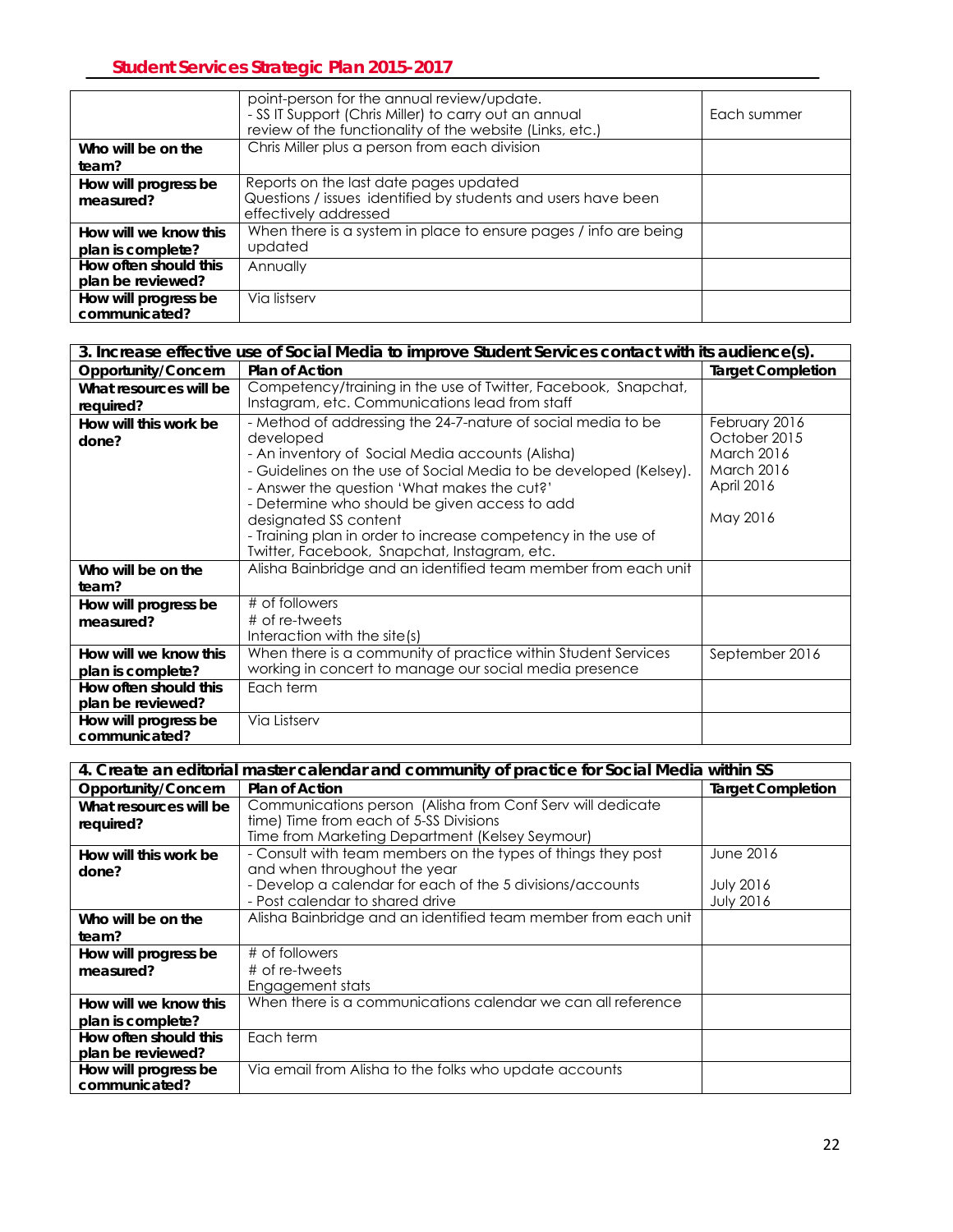| | | |
|---|---|---|
| | point-person for the annual review/update.<br>- SS IT Support (Chris Miller) to carry out an annual review of the functionality of the website (Links, etc.) | Each summer |
| **Who will be on the team?** | Chris Miller plus a person from each division | |
| **How will progress be measured?** | Reports on the last date pages updated<br>Questions / issues identified by students and users have been effectively addressed | |
| **How will we know this plan is complete?** | When there is a system in place to ensure pages / info are being updated | |
| **How often should this plan be reviewed?** | Annually | |
| **How will progress be communicated?** | Via listserv | |

| **3. Increase effective use of Social Media to improve Student Services contact with its audience(s).** | | |
|---|---|---|
| **Opportunity/Concern** | **Plan of Action** | **Target Completion** |
| **What resources will be required?** | Competency/training in the use of Twitter, Facebook, Snapchat, Instagram, etc. Communications lead from staff | |
| **How will this work be done?** | - Method of addressing the 24-7-nature of social media to be developed<br>- An inventory of Social Media accounts (Alisha)<br>- Guidelines on the use of Social Media to be developed (Kelsey).<br>- Answer the question 'What makes the cut?'<br>- Determine who should be given access to add designated SS content<br>- Training plan in order to increase competency in the use of Twitter, Facebook, Snapchat, Instagram, etc. | February 2016<br>October 2015<br>March 2016<br>March 2016<br>April 2016<br><br>May 2016 |
| **Who will be on the team?** | Alisha Bainbridge and an identified team member from each unit | |
| **How will progress be measured?** | # of followers<br># of re-tweets<br>Interaction with the site(s) | |
| **How will we know this plan is complete?** | When there is a community of practice within Student Services working in concert to manage our social media presence | September 2016 |
| **How often should this plan be reviewed?** | Each term | |
| **How will progress be communicated?** | Via Listserv | |

| **4. Create an editorial master calendar and community of practice for Social Media within SS** | | |
|---|---|---|
| **Opportunity/Concern** | **Plan of Action** | **Target Completion** |
| **What resources will be required?** | Communications person (Alisha from Conf Serv will dedicate time) Time from each of 5-SS Divisions<br>Time from Marketing Department (Kelsey Seymour) | |
| **How will this work be done?** | - Consult with team members on the types of things they post and when throughout the year<br>- Develop a calendar for each of the 5 divisions/accounts<br>- Post calendar to shared drive | June 2016<br><br>July 2016<br>July 2016 |
| **Who will be on the team?** | Alisha Bainbridge and an identified team member from each unit | |
| **How will progress be measured?** | # of followers<br># of re-tweets<br>Engagement stats | |
| **How will we know this plan is complete?** | When there is a communications calendar we can all reference | |
| **How often should this plan be reviewed?** | Each term | |
| **How will progress be communicated?** | Via email from Alisha to the folks who update accounts | |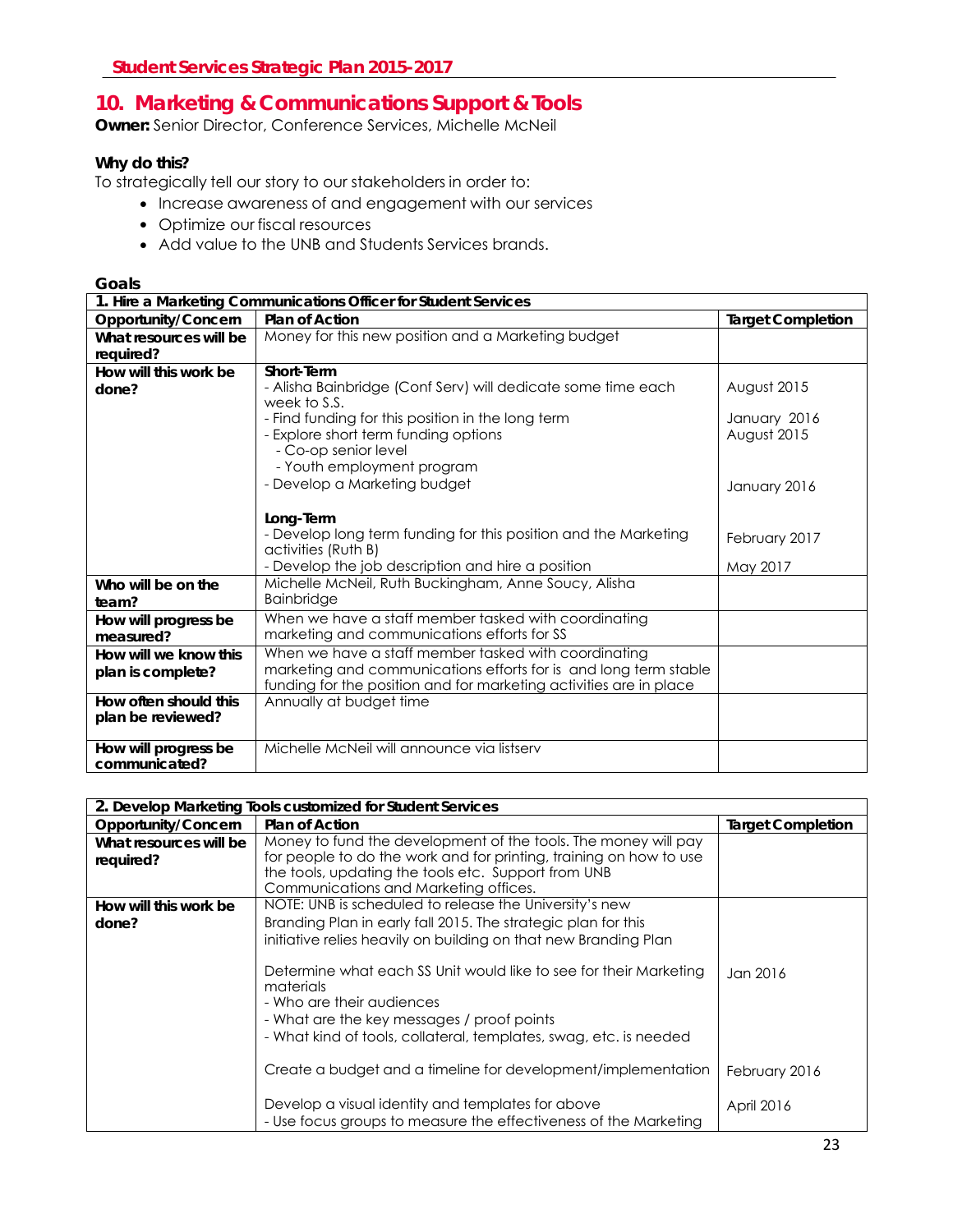# 10. Marketing & Communications Support & Tools

**Owner:** Senior Director, Conference Services, Michelle McNeil

**Why do this?**

To strategically tell our story to our stakeholders in order to:

- Increase awareness of and engagement with our services
- Optimize our fiscal resources
- Add value to the UNB and Students Services brands.

**Goals**

| 1. Hire a Marketing Communications Officer for Student Services | | |
|---|---|---|
| **Opportunity/Concern** | **Plan of Action** | **Target Completion** |
| **What resources will be required?** | Money for this new position and a Marketing budget | |
| **How will this work be done?** | **Short-Term**<br>- Alisha Bainbridge (Conf Serv) will dedicate some time each week to S.S.<br>- Find funding for this position in the long term<br>- Explore short term funding options<br>  - Co-op senior level<br>  - Youth employment program<br>- Develop a Marketing budget<br><br>**Long-Term**<br>- Develop long term funding for this position and the Marketing activities (Ruth B)<br>- Develop the job description and hire a position | August 2015<br><br>January 2016<br>August 2015<br><br><br>January 2016<br><br><br>February 2017<br><br>May 2017 |
| **Who will be on the team?** | Michelle McNeil, Ruth Buckingham, Anne Soucy, Alisha Bainbridge | |
| **How will progress be measured?** | When we have a staff member tasked with coordinating marketing and communications efforts for SS | |
| **How will we know this plan is complete?** | When we have a staff member tasked with coordinating marketing and communications efforts for is and long term stable funding for the position and for marketing activities are in place | |
| **How often should this plan be reviewed?** | Annually at budget time | |
| **How will progress be communicated?** | Michelle McNeil will announce via listserv | |

| 2. Develop Marketing Tools customized for Student Services | | |
|---|---|---|
| **Opportunity/Concern** | **Plan of Action** | **Target Completion** |
| **What resources will be required?** | Money to fund the development of the tools. The money will pay for people to do the work and for printing, training on how to use the tools, updating the tools etc. Support from UNB Communications and Marketing offices. | |
| **How will this work be done?** | NOTE: UNB is scheduled to release the University's new Branding Plan in early fall 2015. The strategic plan for this initiative relies heavily on building on that new Branding Plan<br><br>Determine what each SS Unit would like to see for their Marketing materials<br>- Who are their audiences<br>- What are the key messages / proof points<br>- What kind of tools, collateral, templates, swag, etc. is needed<br><br>Create a budget and a timeline for development/implementation<br><br>Develop a visual identity and templates for above<br>- Use focus groups to measure the effectiveness of the Marketing | <br><br><br><br>Jan 2016<br><br><br><br><br><br>February 2016<br><br>April 2016 |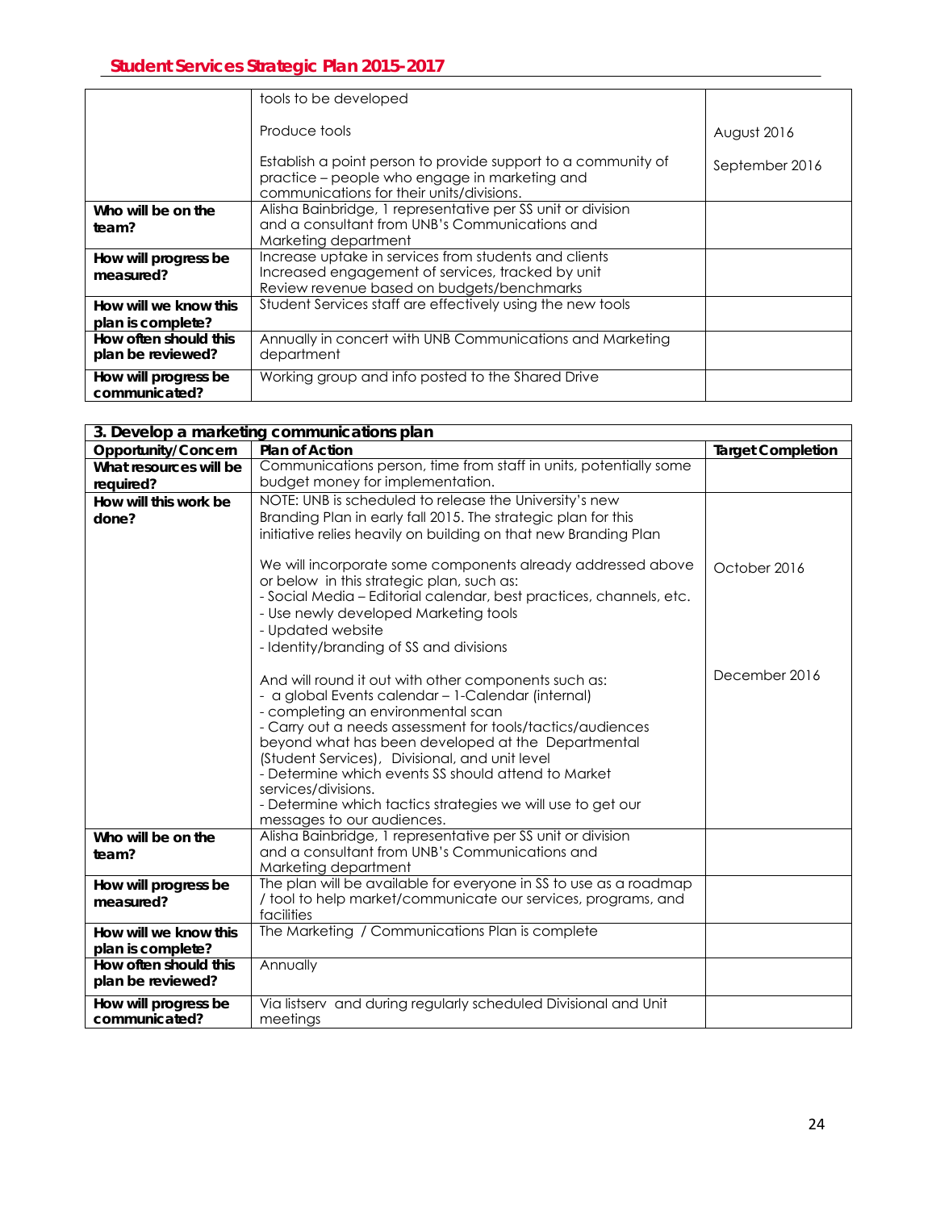| | | |
|---|---|---|
| | tools to be developed<br><br>Produce tools<br><br>Establish a point person to provide support to a community of practice – people who engage in marketing and communications for their units/divisions. | <br><br>August 2016<br><br>September 2016 |
| **Who will be on the team?** | Alisha Bainbridge, 1 representative per SS unit or division and a consultant from UNB's Communications and Marketing department | |
| **How will progress be measured?** | Increase uptake in services from students and clients<br>Increased engagement of services, tracked by unit<br>Review revenue based on budgets/benchmarks | |
| **How will we know this plan is complete?** | Student Services staff are effectively using the new tools | |
| **How often should this plan be reviewed?** | Annually in concert with UNB Communications and Marketing department | |
| **How will progress be communicated?** | Working group and info posted to the Shared Drive | |

| **3. Develop a marketing communications plan** | | |
|---|---|---|
| **Opportunity/Concern** | **Plan of Action** | **Target Completion** |
| **What resources will be required?** | Communications person, time from staff in units, potentially some budget money for implementation. | |
| **How will this work be done?** | NOTE: UNB is scheduled to release the University's new Branding Plan in early fall 2015. The strategic plan for this initiative relies heavily on building on that new Branding Plan<br><br>We will incorporate some components already addressed above or below in this strategic plan, such as:<br>- Social Media – Editorial calendar, best practices, channels, etc.<br>- Use newly developed Marketing tools<br>- Updated website<br>- Identity/branding of SS and divisions<br><br>And will round it out with other components such as:<br>- a global Events calendar – 1-Calendar (internal)<br>- completing an environmental scan<br>- Carry out a needs assessment for tools/tactics/audiences beyond what has been developed at the Departmental (Student Services), Divisional, and unit level<br>- Determine which events SS should attend to Market services/divisions.<br>- Determine which tactics strategies we will use to get our messages to our audiences. | <br><br><br><br>October 2016<br><br><br><br><br><br><br>December 2016 |
| **Who will be on the team?** | Alisha Bainbridge, 1 representative per SS unit or division and a consultant from UNB's Communications and Marketing department | |
| **How will progress be measured?** | The plan will be available for everyone in SS to use as a roadmap / tool to help market/communicate our services, programs, and facilities | |
| **How will we know this plan is complete?** | The Marketing / Communications Plan is complete | |
| **How often should this plan be reviewed?** | Annually | |
| **How will progress be communicated?** | Via listserv and during regularly scheduled Divisional and Unit meetings | |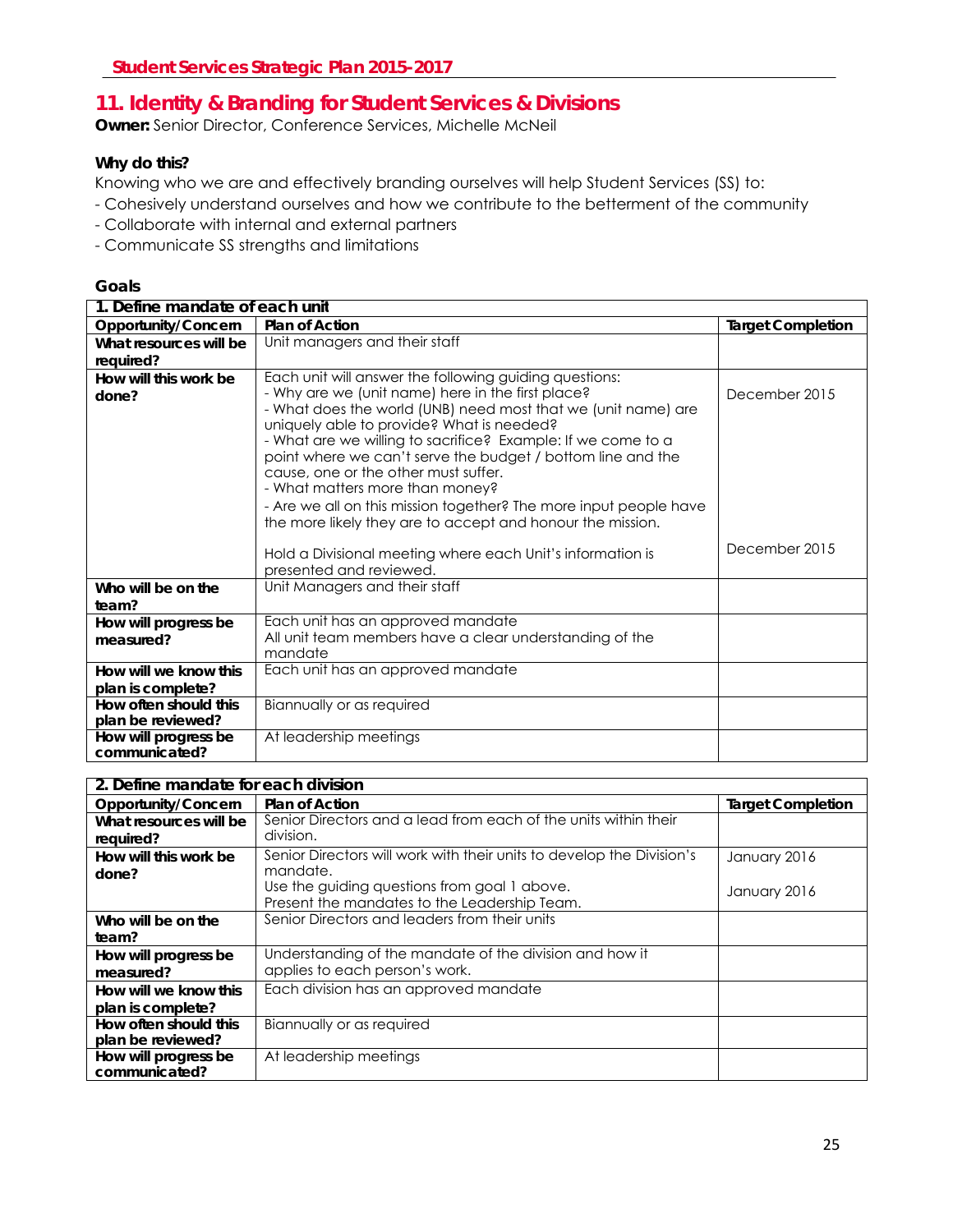## 11. Identity & Branding for Student Services & Divisions

**Owner:** Senior Director, Conference Services, Michelle McNeil

**Why do this?**

Knowing who we are and effectively branding ourselves will help Student Services (SS) to:

- Cohesively understand ourselves and how we contribute to the betterment of the community
- Collaborate with internal and external partners
- Communicate SS strengths and limitations

**Goals**

| 1. Define mandate of each unit | | |
|---|---|---|
| **Opportunity/Concern** | **Plan of Action** | **Target Completion** |
| **What resources will be required?** | Unit managers and their staff | |
| **How will this work be done?** | Each unit will answer the following guiding questions:<br>- Why are we (unit name) here in the first place?<br>- What does the world (UNB) need most that we (unit name) are uniquely able to provide? What is needed?<br>- What are we willing to sacrifice? Example: If we come to a point where we can't serve the budget / bottom line and the cause, one or the other must suffer.<br>- What matters more than money?<br>- Are we all on this mission together? The more input people have the more likely they are to accept and honour the mission.<br><br>Hold a Divisional meeting where each Unit's information is presented and reviewed. | December 2015<br><br><br><br><br><br><br><br><br>December 2015 |
| **Who will be on the team?** | Unit Managers and their staff | |
| **How will progress be measured?** | Each unit has an approved mandate<br>All unit team members have a clear understanding of the mandate | |
| **How will we know this plan is complete?** | Each unit has an approved mandate | |
| **How often should this plan be reviewed?** | Biannually or as required | |
| **How will progress be communicated?** | At leadership meetings | |

| 2. Define mandate for each division | | |
|---|---|---|
| **Opportunity/Concern** | **Plan of Action** | **Target Completion** |
| **What resources will be required?** | Senior Directors and a lead from each of the units within their division. | |
| **How will this work be done?** | Senior Directors will work with their units to develop the Division's mandate.<br>Use the guiding questions from goal 1 above.<br>Present the mandates to the Leadership Team. | January 2016<br><br>January 2016 |
| **Who will be on the team?** | Senior Directors and leaders from their units | |
| **How will progress be measured?** | Understanding of the mandate of the division and how it applies to each person's work. | |
| **How will we know this plan is complete?** | Each division has an approved mandate | |
| **How often should this plan be reviewed?** | Biannually or as required | |
| **How will progress be communicated?** | At leadership meetings | |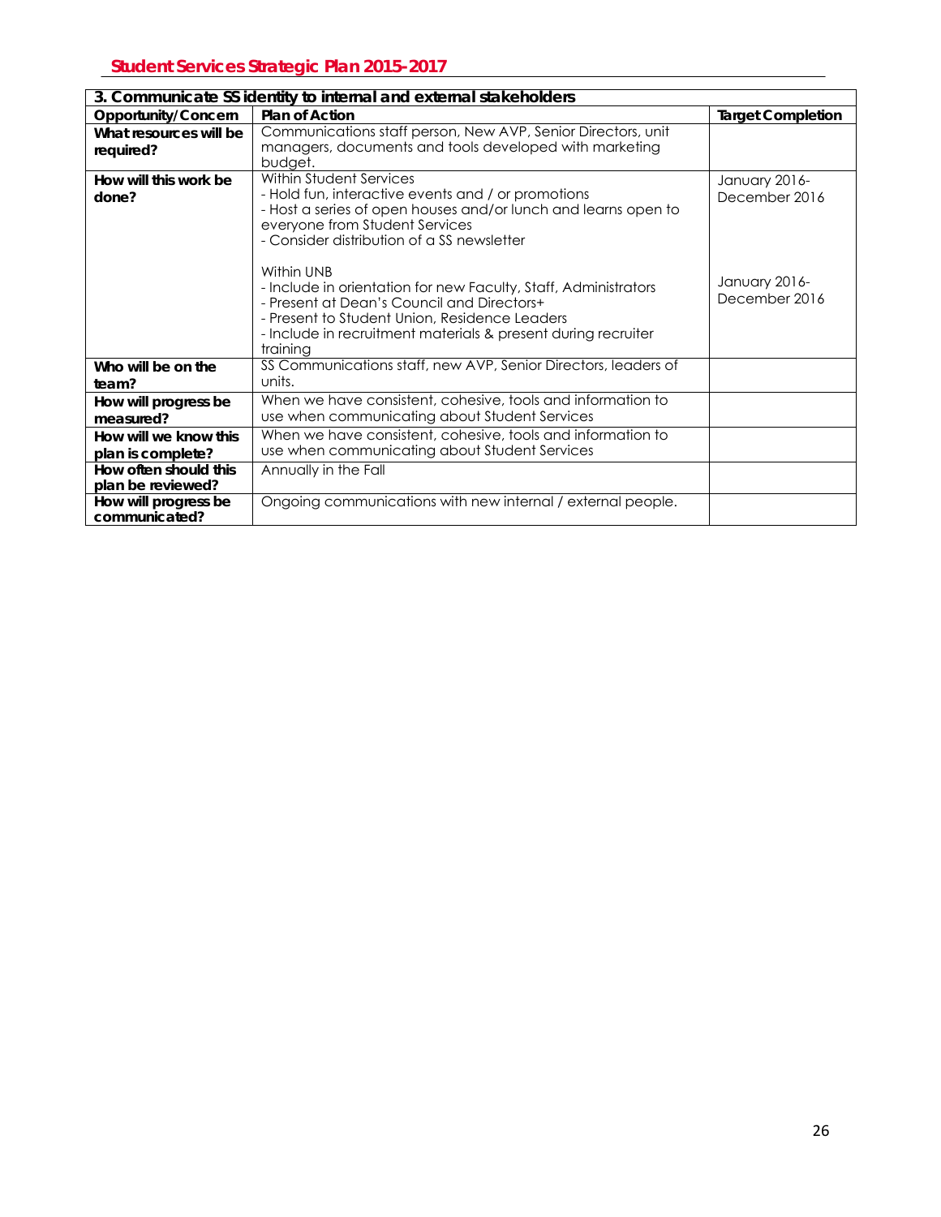## Student Services Strategic Plan 2015-2017

| 3. Communicate SS identity to internal and external stakeholders | | |
|---|---|---|
| **Opportunity/Concern** | **Plan of Action** | **Target Completion** |
| **What resources will be required?** | Communications staff person, New AVP, Senior Directors, unit managers, documents and tools developed with marketing budget. | |
| **How will this work be done?** | Within Student Services<br>- Hold fun, interactive events and / or promotions<br>- Host a series of open houses and/or lunch and learns open to everyone from Student Services<br>- Consider distribution of a SS newsletter<br><br>Within UNB<br>- Include in orientation for new Faculty, Staff, Administrators<br>- Present at Dean's Council and Directors+<br>- Present to Student Union, Residence Leaders<br>- Include in recruitment materials & present during recruiter training | January 2016-December 2016<br><br><br><br><br>January 2016-December 2016 |
| **Who will be on the team?** | SS Communications staff, new AVP, Senior Directors, leaders of units. | |
| **How will progress be measured?** | When we have consistent, cohesive, tools and information to use when communicating about Student Services | |
| **How will we know this plan is complete?** | When we have consistent, cohesive, tools and information to use when communicating about Student Services | |
| **How often should this plan be reviewed?** | Annually in the Fall | |
| **How will progress be communicated?** | Ongoing communications with new internal / external people. | |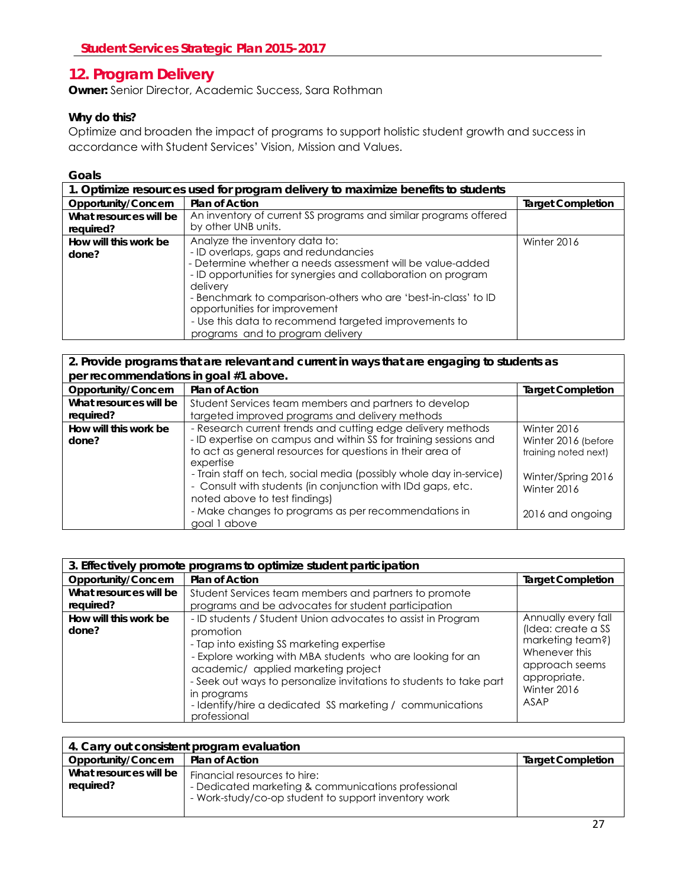## 12. Program Delivery

**Owner:** Senior Director, Academic Success, Sara Rothman

**Why do this?**

Optimize and broaden the impact of programs to support holistic student growth and success in accordance with Student Services' Vision, Mission and Values.

**Goals**

| 1. Optimize resources used for program delivery to maximize benefits to students | | |
|---|---|---|
| **Opportunity/Concern** | **Plan of Action** | **Target Completion** |
| **What resources will be required?** | An inventory of current SS programs and similar programs offered by other UNB units. | |
| **How will this work be done?** | Analyze the inventory data to:<br>- ID overlaps, gaps and redundancies<br>- Determine whether a needs assessment will be value-added<br>- ID opportunities for synergies and collaboration on program delivery<br>- Benchmark to comparison-others who are 'best-in-class' to ID opportunities for improvement<br>- Use this data to recommend targeted improvements to programs and to program delivery | Winter 2016 |

| 2. Provide programs that are relevant and current in ways that are engaging to students as per recommendations in goal #1 above. | | |
|---|---|---|
| **Opportunity/Concern** | **Plan of Action** | **Target Completion** |
| **What resources will be required?** | Student Services team members and partners to develop targeted improved programs and delivery methods | |
| **How will this work be done?** | - Research current trends and cutting edge delivery methods<br>- ID expertise on campus and within SS for training sessions and to act as general resources for questions in their area of expertise<br>- Train staff on tech, social media (possibly whole day in-service)<br>- Consult with students (in conjunction with IDd gaps, etc. noted above to test findings)<br>- Make changes to programs as per recommendations in goal 1 above | Winter 2016<br>Winter 2016 (before training noted next)<br>Winter/Spring 2016<br>Winter 2016<br>2016 and ongoing |

| 3. Effectively promote programs to optimize student participation | | |
|---|---|---|
| **Opportunity/Concern** | **Plan of Action** | **Target Completion** |
| **What resources will be required?** | Student Services team members and partners to promote programs and be advocates for student participation | |
| **How will this work be done?** | - ID students / Student Union advocates to assist in Program promotion<br>- Tap into existing SS marketing expertise<br>- Explore working with MBA students who are looking for an academic/ applied marketing project<br>- Seek out ways to personalize invitations to students to take part in programs<br>- Identify/hire a dedicated SS marketing / communications professional | Annually every fall<br>(Idea: create a SS marketing team?)<br>Whenever this approach seems appropriate.<br>Winter 2016<br>ASAP |

| 4. Carry out consistent program evaluation | | |
|---|---|---|
| **Opportunity/Concern** | **Plan of Action** | **Target Completion** |
| **What resources will be required?** | Financial resources to hire:<br>- Dedicated marketing & communications professional<br>- Work-study/co-op student to support inventory work | |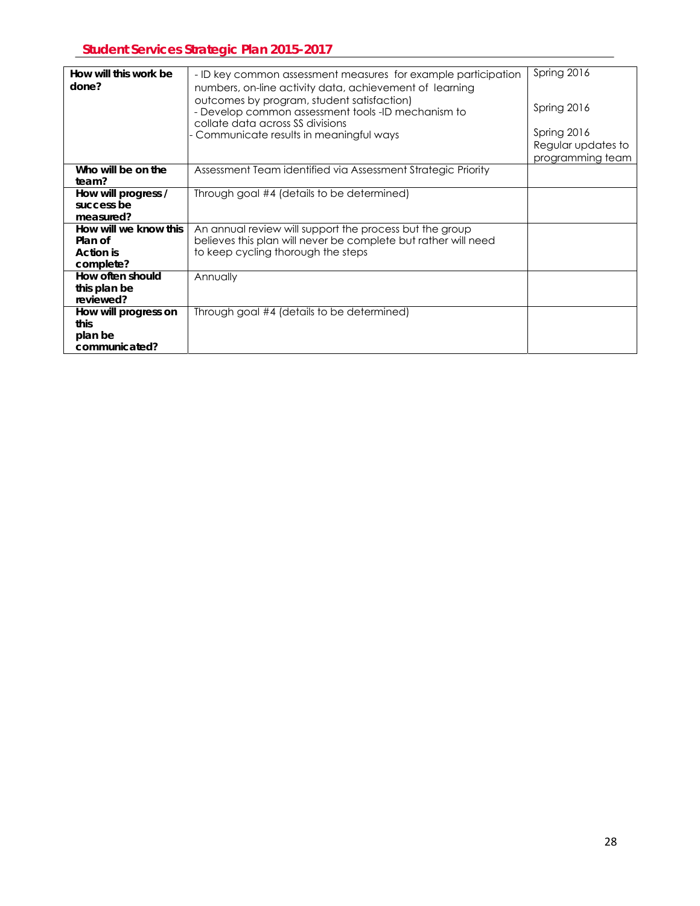| | | |
|---|---|---|
| **How will this work be done?** | - ID key common assessment measures for example participation numbers, on-line activity data, achievement of learning outcomes by program, student satisfaction)<br>- Develop common assessment tools -ID mechanism to collate data across SS divisions<br>- Communicate results in meaningful ways | Spring 2016<br><br>Spring 2016<br><br>Spring 2016<br>Regular updates to programming team |
| **Who will be on the team?** | Assessment Team identified via Assessment Strategic Priority | |
| **How will progress / success be measured?** | Through goal #4 (details to be determined) | |
| **How will we know this Plan of Action is complete?** | An annual review will support the process but the group believes this plan will never be complete but rather will need to keep cycling thorough the steps | |
| **How often should this plan be reviewed?** | Annually | |
| **How will progress on this plan be communicated?** | Through goal #4 (details to be determined) | |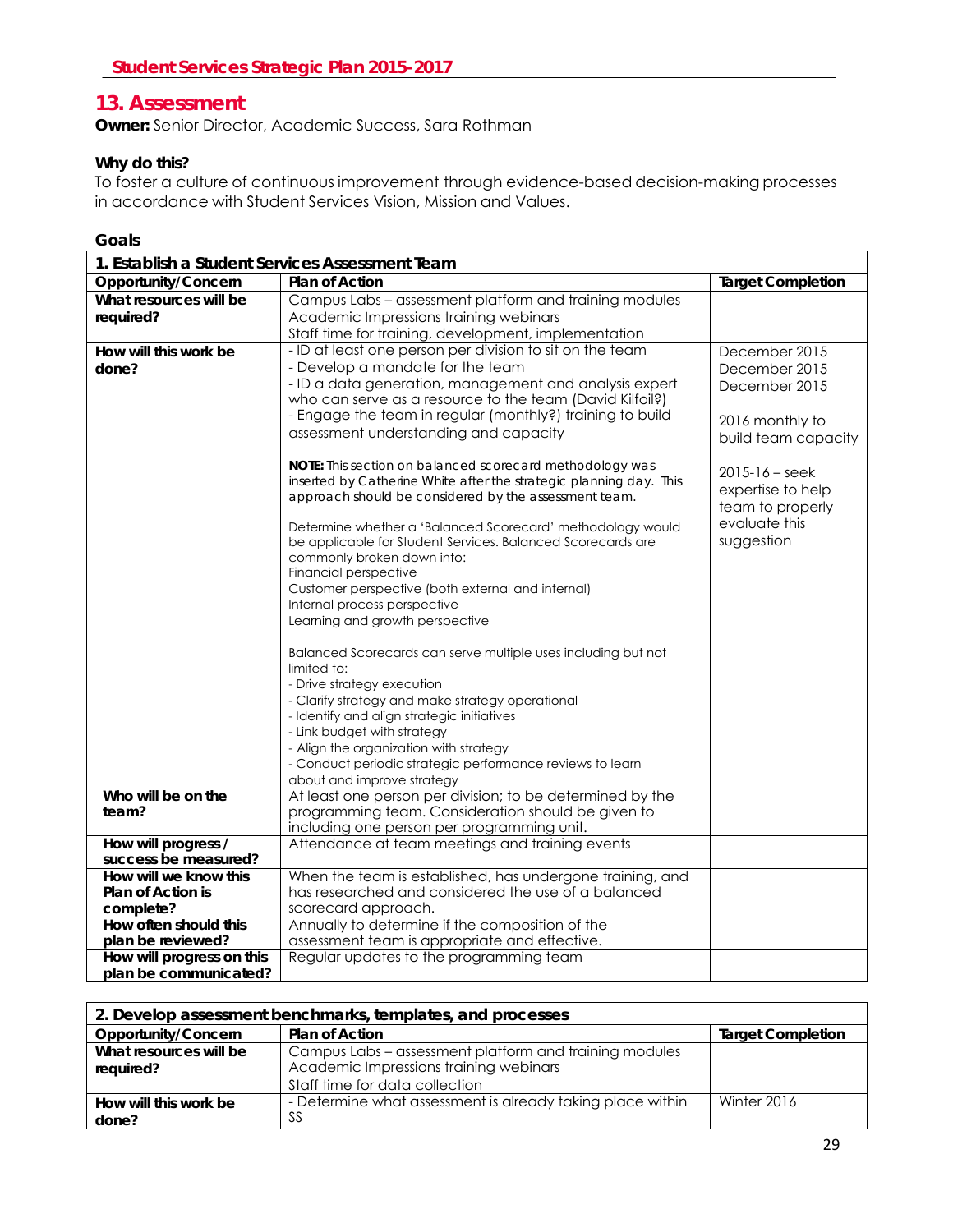## 13. Assessment

**Owner:** Senior Director, Academic Success, Sara Rothman

**Why do this?**

To foster a culture of continuous improvement through evidence-based decision-making processes in accordance with Student Services Vision, Mission and Values.

**Goals**

| 1. Establish a Student Services Assessment Team | | |
|---|---|---|
| **Opportunity/Concern** | **Plan of Action** | **Target Completion** |
| **What resources will be required?** | Campus Labs – assessment platform and training modules<br>Academic Impressions training webinars<br>Staff time for training, development, implementation | |
| **How will this work be done?** | - ID at least one person per division to sit on the team<br>- Develop a mandate for the team<br>- ID a data generation, management and analysis expert who can serve as a resource to the team (David Kilfoil?)<br>- Engage the team in regular (monthly?) training to build assessment understanding and capacity<br><br>**NOTE:** This section on balanced scorecard methodology was inserted by Catherine White after the strategic planning day. This approach should be considered by the assessment team.<br><br>Determine whether a 'Balanced Scorecard' methodology would be applicable for Student Services. Balanced Scorecards are commonly broken down into:<br>Financial perspective<br>Customer perspective (both external and internal)<br>Internal process perspective<br>Learning and growth perspective<br><br>Balanced Scorecards can serve multiple uses including but not limited to:<br>- Drive strategy execution<br>- Clarify strategy and make strategy operational<br>- Identify and align strategic initiatives<br>- Link budget with strategy<br>- Align the organization with strategy<br>- Conduct periodic strategic performance reviews to learn about and improve strategy | December 2015<br>December 2015<br>December 2015<br><br>2016 monthly to build team capacity<br><br>2015-16 – seek expertise to help team to properly evaluate this suggestion |
| **Who will be on the team?** | At least one person per division; to be determined by the programming team. Consideration should be given to including one person per programming unit. | |
| **How will progress / success be measured?** | Attendance at team meetings and training events | |
| **How will we know this Plan of Action is complete?** | When the team is established, has undergone training, and has researched and considered the use of a balanced scorecard approach. | |
| **How often should this plan be reviewed?** | Annually to determine if the composition of the assessment team is appropriate and effective. | |
| **How will progress on this plan be communicated?** | Regular updates to the programming team | |

| 2. Develop assessment benchmarks, templates, and processes | | |
|---|---|---|
| **Opportunity/Concern** | **Plan of Action** | **Target Completion** |
| **What resources will be required?** | Campus Labs – assessment platform and training modules<br>Academic Impressions training webinars<br>Staff time for data collection | |
| **How will this work be done?** | - Determine what assessment is already taking place within SS | Winter 2016 |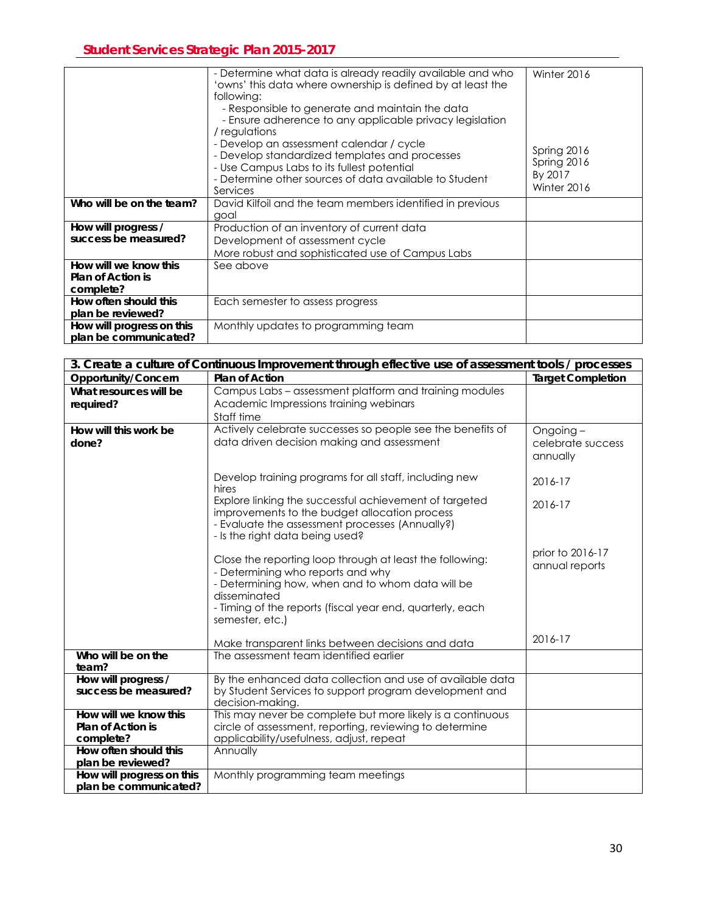| | | |
|---|---|---|
| | - Determine what data is already readily available and who 'owns' this data where ownership is defined by at least the following:<br>- Responsible to generate and maintain the data<br>- Ensure adherence to any applicable privacy legislation / regulations<br>- Develop an assessment calendar / cycle<br>- Develop standardized templates and processes<br>- Use Campus Labs to its fullest potential<br>- Determine other sources of data available to Student Services | Winter 2016<br><br><br><br><br>Spring 2016<br>Spring 2016<br>By 2017<br>Winter 2016 |
| **Who will be on the team?** | David Kilfoil and the team members identified in previous goal | |
| **How will progress / success be measured?** | Production of an inventory of current data<br>Development of assessment cycle<br>More robust and sophisticated use of Campus Labs | |
| **How will we know this Plan of Action is complete?** | See above | |
| **How often should this plan be reviewed?** | Each semester to assess progress | |
| **How will progress on this plan be communicated?** | Monthly updates to programming team | |

| **3. Create a culture of Continuous Improvement through effective use of assessment tools / processes** | | |
|---|---|---|
| **Opportunity/Concern** | **Plan of Action** | **Target Completion** |
| **What resources will be required?** | Campus Labs – assessment platform and training modules<br>Academic Impressions training webinars<br>Staff time | |
| **How will this work be done?** | Actively celebrate successes so people see the benefits of data driven decision making and assessment<br><br>Develop training programs for all staff, including new hires<br>Explore linking the successful achievement of targeted improvements to the budget allocation process<br>- Evaluate the assessment processes (Annually?)<br>- Is the right data being used?<br><br>Close the reporting loop through at least the following:<br>- Determining who reports and why<br>- Determining how, when and to whom data will be disseminated<br>- Timing of the reports (fiscal year end, quarterly, each semester, etc.)<br><br>Make transparent links between decisions and data | Ongoing – celebrate success annually<br><br>2016-17<br><br>2016-17<br><br><br><br>prior to 2016-17 annual reports<br><br><br><br><br><br>2016-17 |
| **Who will be on the team?** | The assessment team identified earlier | |
| **How will progress / success be measured?** | By the enhanced data collection and use of available data by Student Services to support program development and decision-making. | |
| **How will we know this Plan of Action is complete?** | This may never be complete but more likely is a continuous circle of assessment, reporting, reviewing to determine applicability/usefulness, adjust, repeat | |
| **How often should this plan be reviewed?** | Annually | |
| **How will progress on this plan be communicated?** | Monthly programming team meetings | |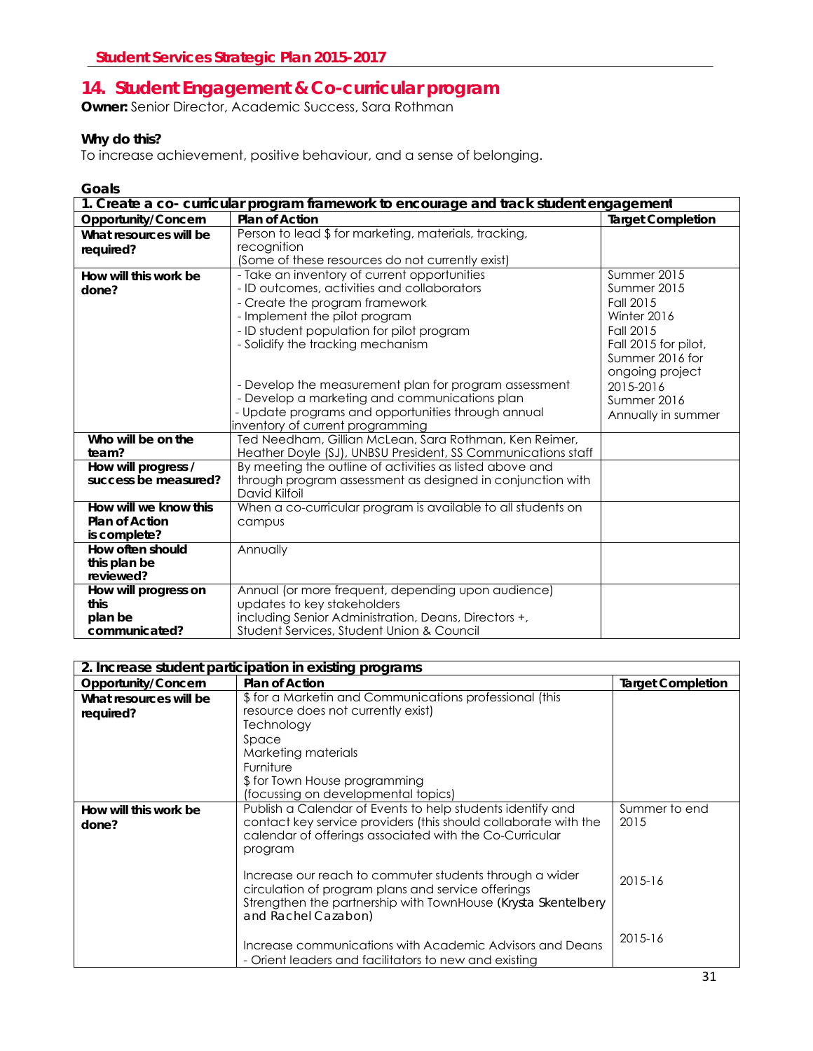## 14. Student Engagement & Co-curricular program

**Owner:** Senior Director, Academic Success, Sara Rothman

**Why do this?**

To increase achievement, positive behaviour, and a sense of belonging.

**Goals**

| 1. Create a co- curricular program framework to encourage and track student engagement | | |
|---|---|---|
| **Opportunity/Concern** | **Plan of Action** | **Target Completion** |
| **What resources will be required?** | Person to lead $ for marketing, materials, tracking, recognition<br>(Some of these resources do not currently exist) | |
| **How will this work be done?** | - Take an inventory of current opportunities<br>- ID outcomes, activities and collaborators<br>- Create the program framework<br>- Implement the pilot program<br>- ID student population for pilot program<br>- Solidify the tracking mechanism<br><br>- Develop the measurement plan for program assessment<br>- Develop a marketing and communications plan<br>- Update programs and opportunities through annual inventory of current programming | Summer 2015<br>Summer 2015<br>Fall 2015<br>Winter 2016<br>Fall 2015<br>Fall 2015 for pilot, Summer 2016 for ongoing project<br>2015-2016<br>Summer 2016<br>Annually in summer |
| **Who will be on the team?** | Ted Needham, Gillian McLean, Sara Rothman, Ken Reimer, Heather Doyle (SJ), UNBSU President, SS Communications staff | |
| **How will progress / success be measured?** | By meeting the outline of activities as listed above and through program assessment as designed in conjunction with David Kilfoil | |
| **How will we know this Plan of Action is complete?** | When a co-curricular program is available to all students on campus | |
| **How often should this plan be reviewed?** | Annually | |
| **How will progress on this plan be communicated?** | Annual (or more frequent, depending upon audience) updates to key stakeholders including Senior Administration, Deans, Directors +, Student Services, Student Union & Council | |

| 2. Increase student participation in existing programs | | |
|---|---|---|
| **Opportunity/Concern** | **Plan of Action** | **Target Completion** |
| **What resources will be required?** | $ for a Marketin and Communications professional (this resource does not currently exist)<br>Technology<br>Space<br>Marketing materials<br>Furniture<br>$ for Town House programming<br>(focussing on developmental topics) | |
| **How will this work be done?** | Publish a Calendar of Events to help students identify and contact key service providers (this should collaborate with the calendar of offerings associated with the Co-Curricular program<br><br>Increase our reach to commuter students through a wider circulation of program plans and service offerings<br>Strengthen the partnership with TownHouse (Krysta Skentelbery and Rachel Cazabon)<br><br>Increase communications with Academic Advisors and Deans<br>- Orient leaders and facilitators to new and existing | Summer to end 2015<br><br>2015-16<br><br>2015-16 |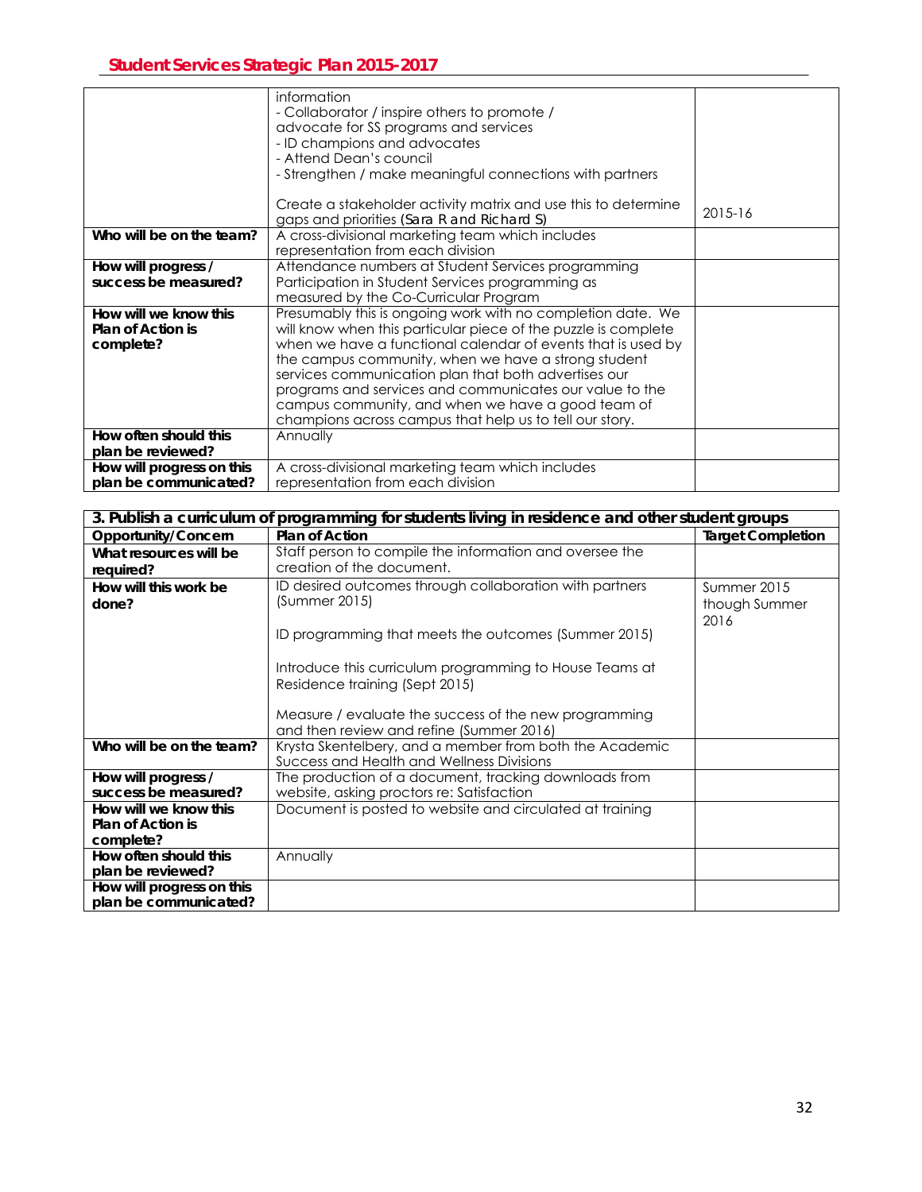| | | |
|---|---|---|
| | information<br>- Collaborator / inspire others to promote / advocate for SS programs and services<br>- ID champions and advocates<br>- Attend Dean's council<br>- Strengthen / make meaningful connections with partners<br><br>Create a stakeholder activity matrix and use this to determine gaps and priorities (Sara R and Richard S) | 2015-16 |
| **Who will be on the team?** | A cross-divisional marketing team which includes representation from each division | |
| **How will progress / success be measured?** | Attendance numbers at Student Services programming<br>Participation in Student Services programming as measured by the Co-Curricular Program | |
| **How will we know this Plan of Action is complete?** | Presumably this is ongoing work with no completion date. We will know when this particular piece of the puzzle is complete when we have a functional calendar of events that is used by the campus community, when we have a strong student services communication plan that both advertises our programs and services and communicates our value to the campus community, and when we have a good team of champions across campus that help us to tell our story. | |
| **How often should this plan be reviewed?** | Annually | |
| **How will progress on this plan be communicated?** | A cross-divisional marketing team which includes representation from each division | |

| **3. Publish a curriculum of programming for students living in residence and other student groups** | | |
|---|---|---|
| **Opportunity/Concern** | **Plan of Action** | **Target Completion** |
| **What resources will be required?** | Staff person to compile the information and oversee the creation of the document. | |
| **How will this work be done?** | ID desired outcomes through collaboration with partners (Summer 2015)<br><br>ID programming that meets the outcomes (Summer 2015)<br><br>Introduce this curriculum programming to House Teams at Residence training (Sept 2015)<br><br>Measure / evaluate the success of the new programming and then review and refine (Summer 2016) | Summer 2015 though Summer 2016 |
| **Who will be on the team?** | Krysta Skentelbery, and a member from both the Academic Success and Health and Wellness Divisions | |
| **How will progress / success be measured?** | The production of a document, tracking downloads from website, asking proctors re: Satisfaction | |
| **How will we know this Plan of Action is complete?** | Document is posted to website and circulated at training | |
| **How often should this plan be reviewed?** | Annually | |
| **How will progress on this plan be communicated?** | | |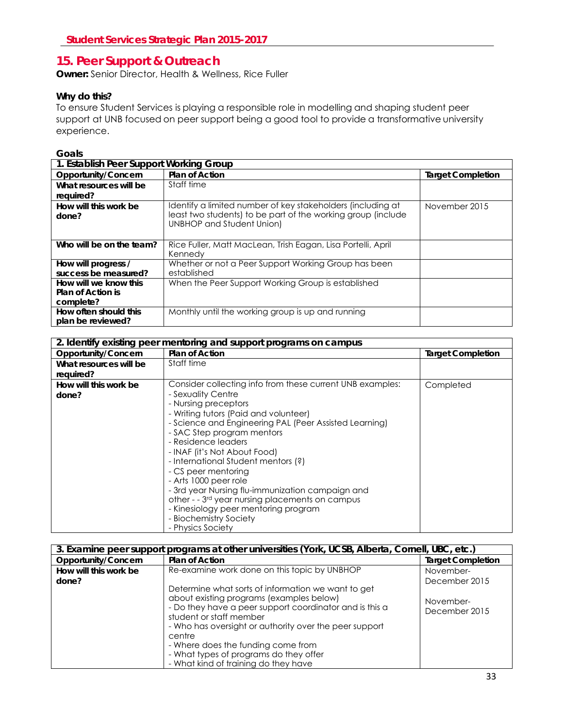## 15. Peer Support & Outreach

**Owner:** Senior Director, Health & Wellness, Rice Fuller

**Why do this?**

To ensure Student Services is playing a responsible role in modelling and shaping student peer support at UNB focused on peer support being a good tool to provide a transformative university experience.

**Goals**

| 1. Establish Peer Support Working Group | | |
|---|---|---|
| **Opportunity/Concern** | **Plan of Action** | **Target Completion** |
| **What resources will be required?** | Staff time | |
| **How will this work be done?** | Identify a limited number of key stakeholders (including at least two students) to be part of the working group (include UNBHOP and Student Union) | November 2015 |
| **Who will be on the team?** | Rice Fuller, Matt MacLean, Trish Eagan, Lisa Portelli, April Kennedy | |
| **How will progress / success be measured?** | Whether or not a Peer Support Working Group has been established | |
| **How will we know this Plan of Action is complete?** | When the Peer Support Working Group is established | |
| **How often should this plan be reviewed?** | Monthly until the working group is up and running | |

| 2. Identify existing peer mentoring and support programs on campus | | |
|---|---|---|
| **Opportunity/Concern** | **Plan of Action** | **Target Completion** |
| **What resources will be required?** | Staff time | |
| **How will this work be done?** | Consider collecting info from these current UNB examples:<br>- Sexuality Centre<br>- Nursing preceptors<br>- Writing tutors (Paid and volunteer)<br>- Science and Engineering PAL (Peer Assisted Learning)<br>- SAC Step program mentors<br>- Residence leaders<br>- INAF (it's Not About Food)<br>- International Student mentors (?)<br>- CS peer mentoring<br>- Arts 1000 peer role<br>- 3rd year Nursing flu-immunization campaign and other - - 3rd year nursing placements on campus<br>- Kinesiology peer mentoring program<br>- Biochemistry Society<br>- Physics Society | Completed |

| 3. Examine peer support programs at other universities (York, UCSB, Alberta, Cornell, UBC, etc.) | | |
|---|---|---|
| **Opportunity/Concern** | **Plan of Action** | **Target Completion** |
| **How will this work be done?** | Re-examine work done on this topic by UNBHOP<br><br>Determine what sorts of information we want to get about existing programs (examples below)<br>- Do they have a peer support coordinator and is this a student or staff member<br>- Who has oversight or authority over the peer support centre<br>- Where does the funding come from<br>- What types of programs do they offer<br>- What kind of training do they have | November-December 2015<br><br>November-December 2015 |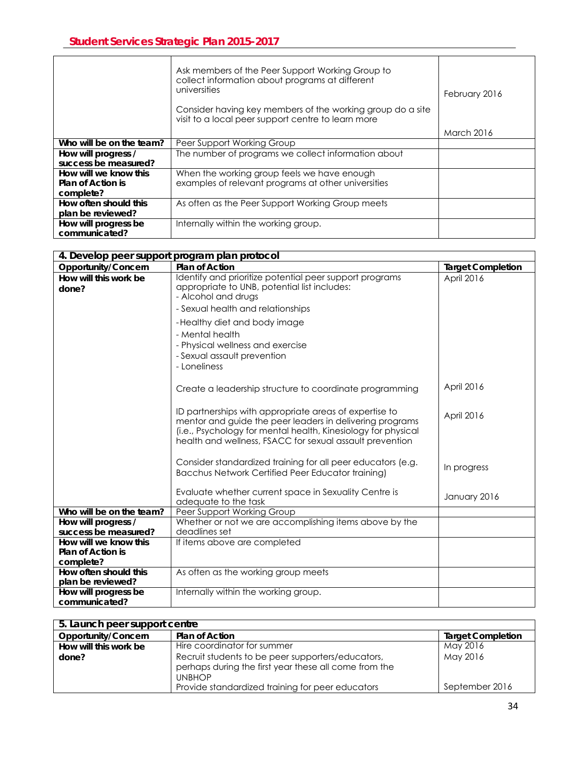| | | |
|---|---|---|
| | Ask members of the Peer Support Working Group to collect information about programs at different universities<br><br>Consider having key members of the working group do a site visit to a local peer support centre to learn more | February 2016<br><br>March 2016 |
| **Who will be on the team?** | Peer Support Working Group | |
| **How will progress / success be measured?** | The number of programs we collect information about | |
| **How will we know this Plan of Action is complete?** | When the working group feels we have enough examples of relevant programs at other universities | |
| **How often should this plan be reviewed?** | As often as the Peer Support Working Group meets | |
| **How will progress be communicated?** | Internally within the working group. | |

| **4. Develop peer support program plan protocol** | | |
|---|---|---|
| **Opportunity/Concern** | **Plan of Action** | **Target Completion** |
| **How will this work be done?** | Identify and prioritize potential peer support programs appropriate to UNB, potential list includes:<br>- Alcohol and drugs<br>- Sexual health and relationships<br>-Healthy diet and body image<br>- Mental health<br>- Physical wellness and exercise<br>- Sexual assault prevention<br>- Loneliness | April 2016 |
| | Create a leadership structure to coordinate programming | April 2016 |
| | ID partnerships with appropriate areas of expertise to mentor and guide the peer leaders in delivering programs (i.e., Psychology for mental health, Kinesiology for physical health and wellness, FSACC for sexual assault prevention | April 2016 |
| | Consider standardized training for all peer educators (e.g. Bacchus Network Certified Peer Educator training) | In progress |
| | Evaluate whether current space in Sexuality Centre is adequate to the task | January 2016 |
| **Who will be on the team?** | Peer Support Working Group | |
| **How will progress / success be measured?** | Whether or not we are accomplishing items above by the deadlines set | |
| **How will we know this Plan of Action is complete?** | If items above are completed | |
| **How often should this plan be reviewed?** | As often as the working group meets | |
| **How will progress be communicated?** | Internally within the working group. | |

| **5. Launch peer support centre** | | |
|---|---|---|
| **Opportunity/Concern** | **Plan of Action** | **Target Completion** |
| **How will this work be done?** | Hire coordinator for summer | May 2016 |
| | Recruit students to be peer supporters/educators, perhaps during the first year these all come from the UNBHOP | May 2016 |
| | Provide standardized training for peer educators | September 2016 |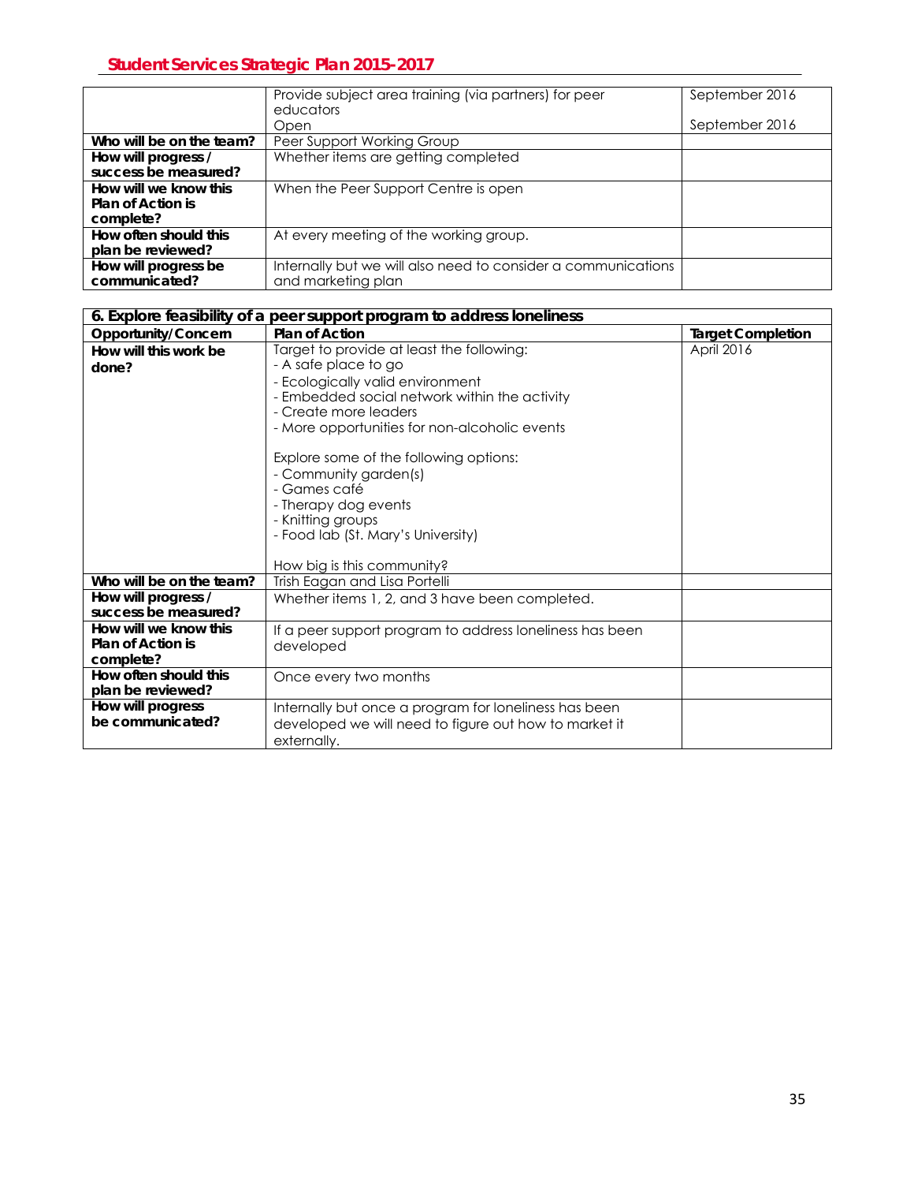| | | |
|---|---|---|
| | Provide subject area training (via partners) for peer educators | September 2016 |
| | Open | September 2016 |
| **Who will be on the team?** | Peer Support Working Group | |
| **How will progress / success be measured?** | Whether items are getting completed | |
| **How will we know this Plan of Action is complete?** | When the Peer Support Centre is open | |
| **How often should this plan be reviewed?** | At every meeting of the working group. | |
| **How will progress be communicated?** | Internally but we will also need to consider a communications and marketing plan | |

| **6. Explore feasibility of a peer support program to address loneliness** | | |
|---|---|---|
| **Opportunity/Concern** | **Plan of Action** | **Target Completion** |
| **How will this work be done?** | Target to provide at least the following:<br>- A safe place to go<br>- Ecologically valid environment<br>- Embedded social network within the activity<br>- Create more leaders<br>- More opportunities for non-alcoholic events<br><br>Explore some of the following options:<br>- Community garden(s)<br>- Games café<br>- Therapy dog events<br>- Knitting groups<br>- Food lab (St. Mary's University)<br><br>How big is this community? | April 2016 |
| **Who will be on the team?** | Trish Eagan and Lisa Portelli | |
| **How will progress / success be measured?** | Whether items 1, 2, and 3 have been completed. | |
| **How will we know this Plan of Action is complete?** | If a peer support program to address loneliness has been developed | |
| **How often should this plan be reviewed?** | Once every two months | |
| **How will progress be communicated?** | Internally but once a program for loneliness has been developed we will need to figure out how to market it externally. | |